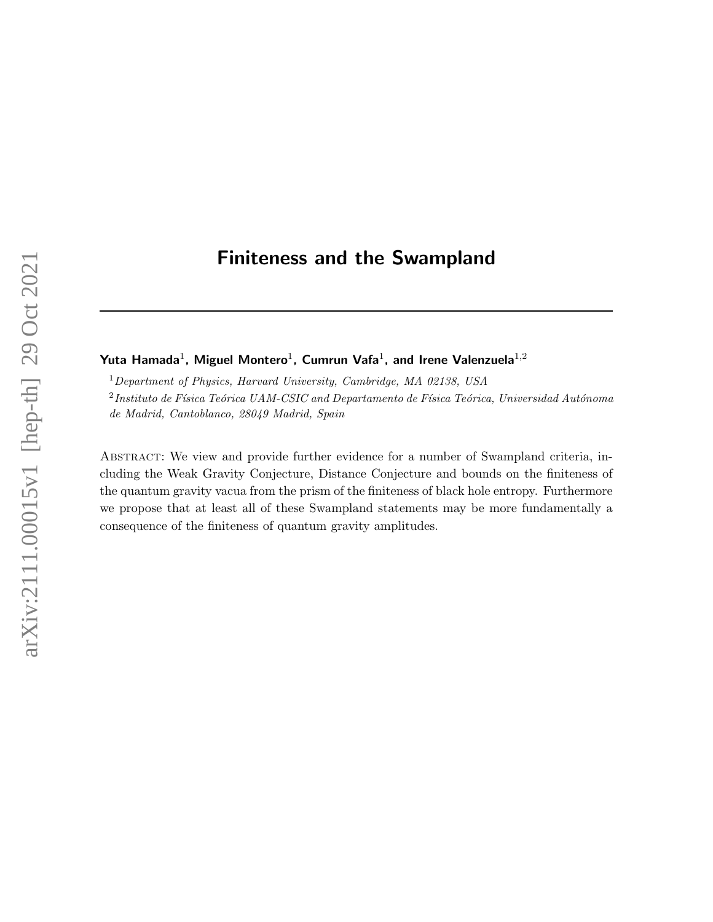# Finiteness and the Swampland

---

**Yuta Hamada**[1], **Miguel Montero**[1], **Cumrun Vafa**[1], **and Irene Valenzuela**[1,2]

[1] *Department of Physics, Harvard University, Cambridge, MA 02138, USA*

[2] *Instituto de Física Teórica UAM-CSIC and Departamento de Física Teórica, Universidad Autónoma de Madrid, Cantoblanco, 28049 Madrid, Spain*

Abstract: We view and provide further evidence for a number of Swampland criteria, including the Weak Gravity Conjecture, Distance Conjecture and bounds on the finiteness of the quantum gravity vacua from the prism of the finiteness of black hole entropy. Furthermore we propose that at least all of these Swampland statements may be more fundamentally a consequence of the finiteness of quantum gravity amplitudes.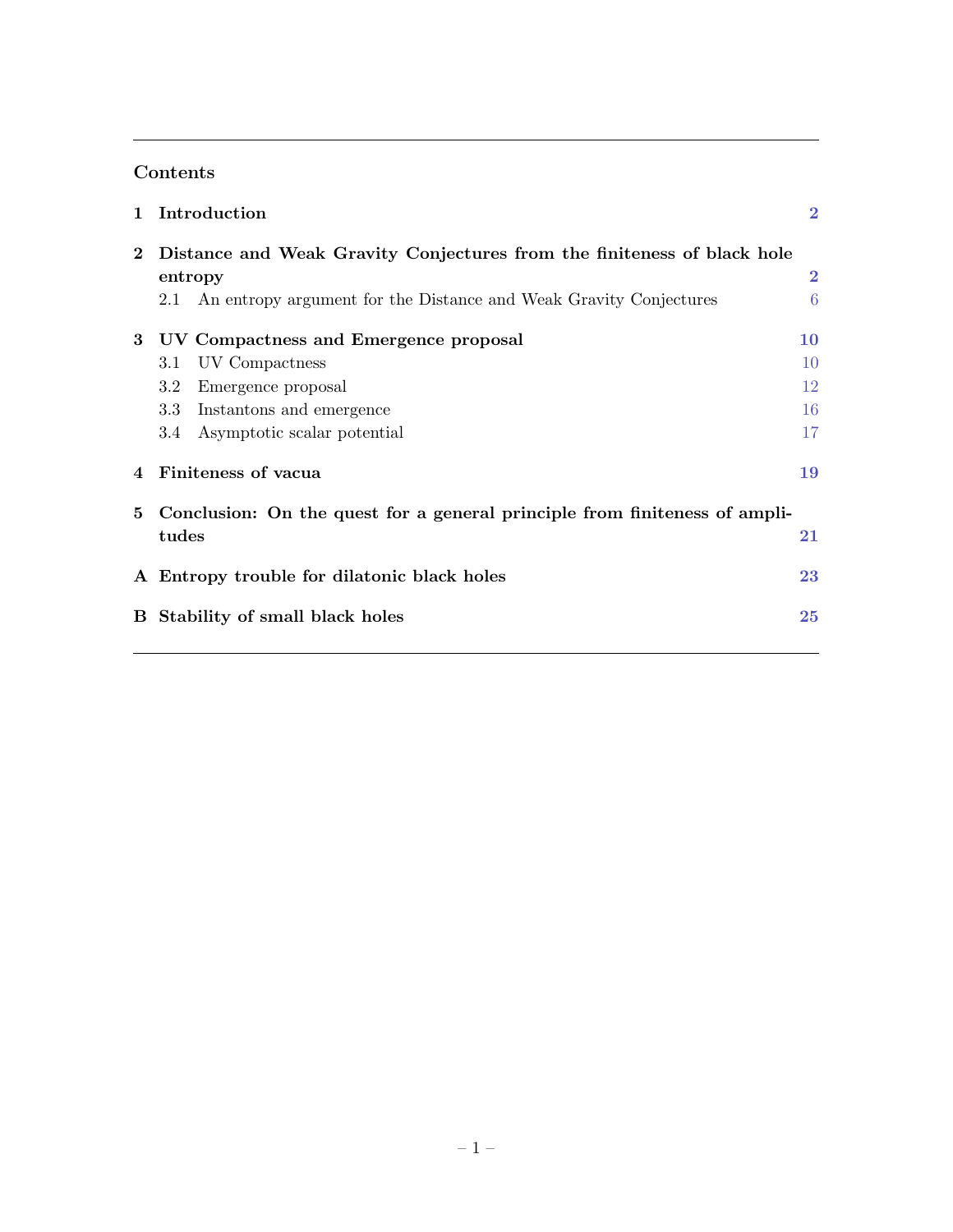## Contents

**1 Introduction** — **2**

**2 Distance and Weak Gravity Conjectures from the finiteness of black hole entropy** — **2**

- 2.1 An entropy argument for the Distance and Weak Gravity Conjectures — 6

**3 UV Compactness and Emergence proposal** — **10**

- 3.1 UV Compactness — 10
- 3.2 Emergence proposal — 12
- 3.3 Instantons and emergence — 16
- 3.4 Asymptotic scalar potential — 17

**4 Finiteness of vacua** — **19**

**5 Conclusion: On the quest for a general principle from finiteness of amplitudes** — **21**

**A Entropy trouble for dilatonic black holes** — **23**

**B Stability of small black holes** — **25**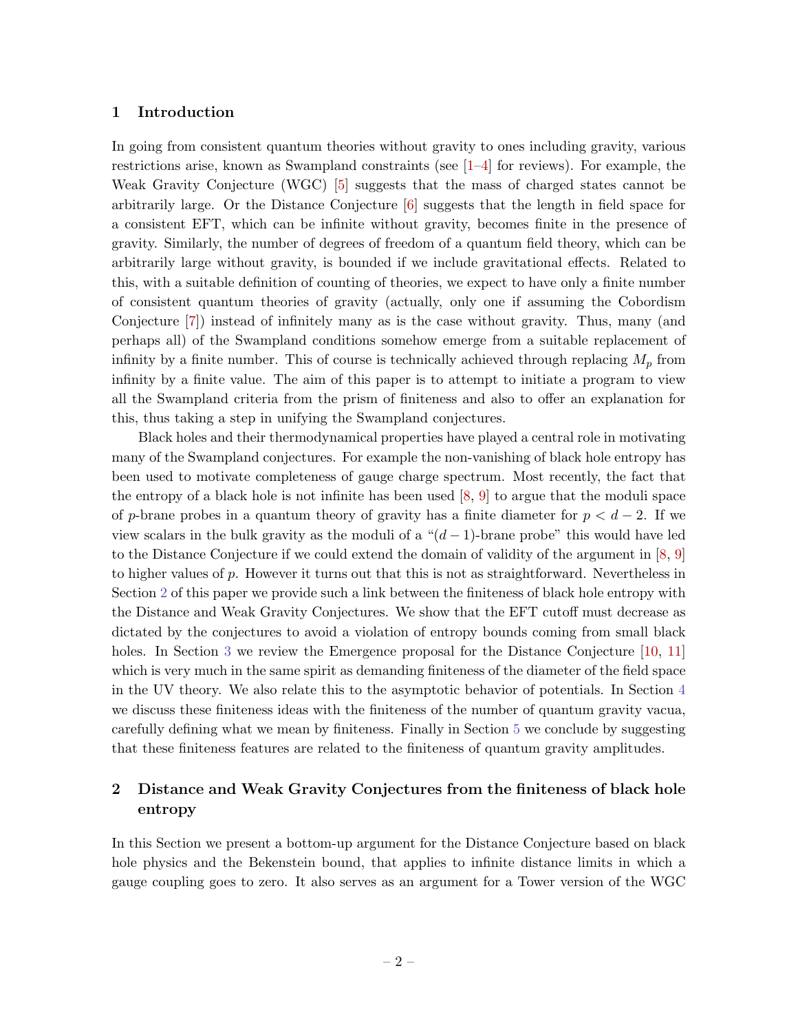## 1 Introduction

In going from consistent quantum theories without gravity to ones including gravity, various restrictions arise, known as Swampland constraints (see [1–4] for reviews). For example, the Weak Gravity Conjecture (WGC) [5] suggests that the mass of charged states cannot be arbitrarily large. Or the Distance Conjecture [6] suggests that the length in field space for a consistent EFT, which can be infinite without gravity, becomes finite in the presence of gravity. Similarly, the number of degrees of freedom of a quantum field theory, which can be arbitrarily large without gravity, is bounded if we include gravitational effects. Related to this, with a suitable definition of counting of theories, we expect to have only a finite number of consistent quantum theories of gravity (actually, only one if assuming the Cobordism Conjecture [7]) instead of infinitely many as is the case without gravity. Thus, many (and perhaps all) of the Swampland conditions somehow emerge from a suitable replacement of infinity by a finite number. This of course is technically achieved through replacing $M_p$ from infinity by a finite value. The aim of this paper is to attempt to initiate a program to view all the Swampland criteria from the prism of finiteness and also to offer an explanation for this, thus taking a step in unifying the Swampland conjectures.

Black holes and their thermodynamical properties have played a central role in motivating many of the Swampland conjectures. For example the non-vanishing of black hole entropy has been used to motivate completeness of gauge charge spectrum. Most recently, the fact that the entropy of a black hole is not infinite has been used [8, 9] to argue that the moduli space of $p$-brane probes in a quantum theory of gravity has a finite diameter for $p < d - 2$. If we view scalars in the bulk gravity as the moduli of a "$(d-1)$-brane probe" this would have led to the Distance Conjecture if we could extend the domain of validity of the argument in [8, 9] to higher values of $p$. However it turns out that this is not as straightforward. Nevertheless in Section 2 of this paper we provide such a link between the finiteness of black hole entropy with the Distance and Weak Gravity Conjectures. We show that the EFT cutoff must decrease as dictated by the conjectures to avoid a violation of entropy bounds coming from small black holes. In Section 3 we review the Emergence proposal for the Distance Conjecture [10, 11] which is very much in the same spirit as demanding finiteness of the diameter of the field space in the UV theory. We also relate this to the asymptotic behavior of potentials. In Section 4 we discuss these finiteness ideas with the finiteness of the number of quantum gravity vacua, carefully defining what we mean by finiteness. Finally in Section 5 we conclude by suggesting that these finiteness features are related to the finiteness of quantum gravity amplitudes.

## 2 Distance and Weak Gravity Conjectures from the finiteness of black hole entropy

In this Section we present a bottom-up argument for the Distance Conjecture based on black hole physics and the Bekenstein bound, that applies to infinite distance limits in which a gauge coupling goes to zero. It also serves as an argument for a Tower version of the WGC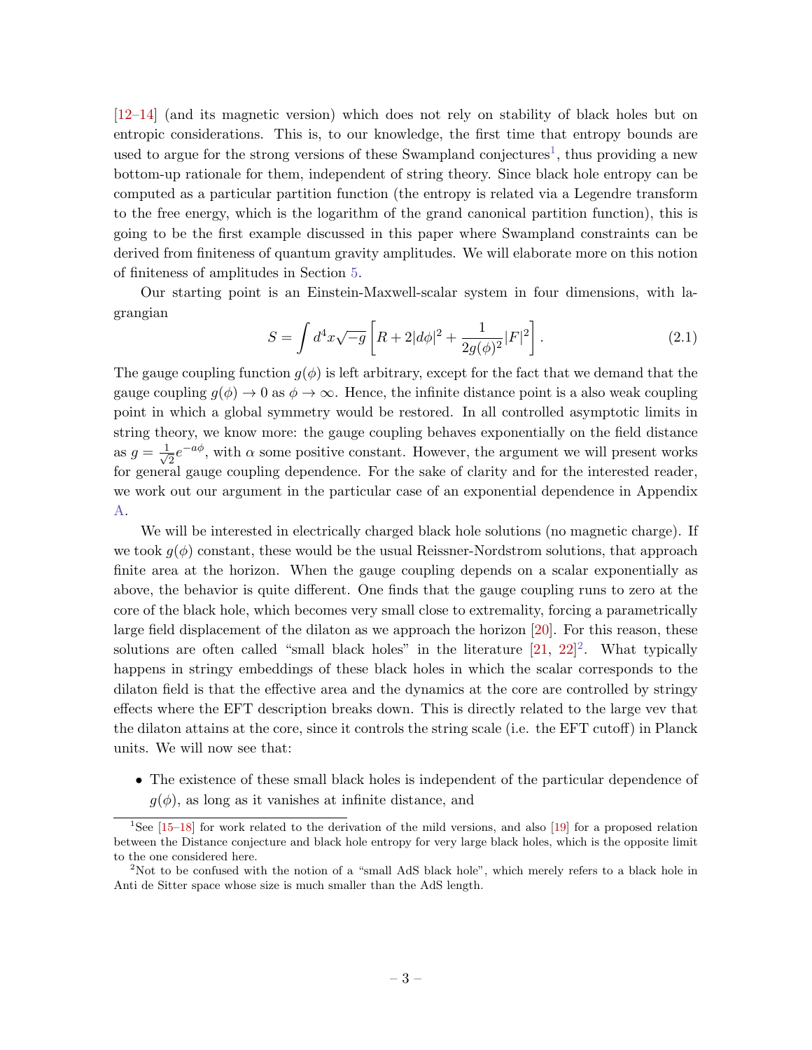[12–14] (and its magnetic version) which does not rely on stability of black holes but on entropic considerations. This is, to our knowledge, the first time that entropy bounds are used to argue for the strong versions of these Swampland conjectures[1], thus providing a new bottom-up rationale for them, independent of string theory. Since black hole entropy can be computed as a particular partition function (the entropy is related via a Legendre transform to the free energy, which is the logarithm of the grand canonical partition function), this is going to be the first example discussed in this paper where Swampland constraints can be derived from finiteness of quantum gravity amplitudes. We will elaborate more on this notion of finiteness of amplitudes in Section 5.

Our starting point is an Einstein-Maxwell-scalar system in four dimensions, with lagrangian

$$S = \int d^4x \sqrt{-g} \left[ R + 2|d\phi|^2 + \frac{1}{2g(\phi)^2}|F|^2 \right]. \tag{2.1}$$

The gauge coupling function $g(\phi)$ is left arbitrary, except for the fact that we demand that the gauge coupling $g(\phi) \to 0$ as $\phi \to \infty$. Hence, the infinite distance point is a also weak coupling point in which a global symmetry would be restored. In all controlled asymptotic limits in string theory, we know more: the gauge coupling behaves exponentially on the field distance as $g = \frac{1}{\sqrt{2}} e^{-a\phi}$, with $\alpha$ some positive constant. However, the argument we will present works for general gauge coupling dependence. For the sake of clarity and for the interested reader, we work out our argument in the particular case of an exponential dependence in Appendix A.

We will be interested in electrically charged black hole solutions (no magnetic charge). If we took $g(\phi)$ constant, these would be the usual Reissner-Nordstrom solutions, that approach finite area at the horizon. When the gauge coupling depends on a scalar exponentially as above, the behavior is quite different. One finds that the gauge coupling runs to zero at the core of the black hole, which becomes very small close to extremality, forcing a parametrically large field displacement of the dilaton as we approach the horizon [20]. For this reason, these solutions are often called "small black holes" in the literature [21, 22][2]. What typically happens in stringy embeddings of these black holes in which the scalar corresponds to the dilaton field is that the effective area and the dynamics at the core are controlled by stringy effects where the EFT description breaks down. This is directly related to the large vev that the dilaton attains at the core, since it controls the string scale (i.e. the EFT cutoff) in Planck units. We will now see that:

- The existence of these small black holes is independent of the particular dependence of $g(\phi)$, as long as it vanishes at infinite distance, and

---

[1] See [15–18] for work related to the derivation of the mild versions, and also [19] for a proposed relation between the Distance conjecture and black hole entropy for very large black holes, which is the opposite limit to the one considered here.

[2] Not to be confused with the notion of a "small AdS black hole", which merely refers to a black hole in Anti de Sitter space whose size is much smaller than the AdS length.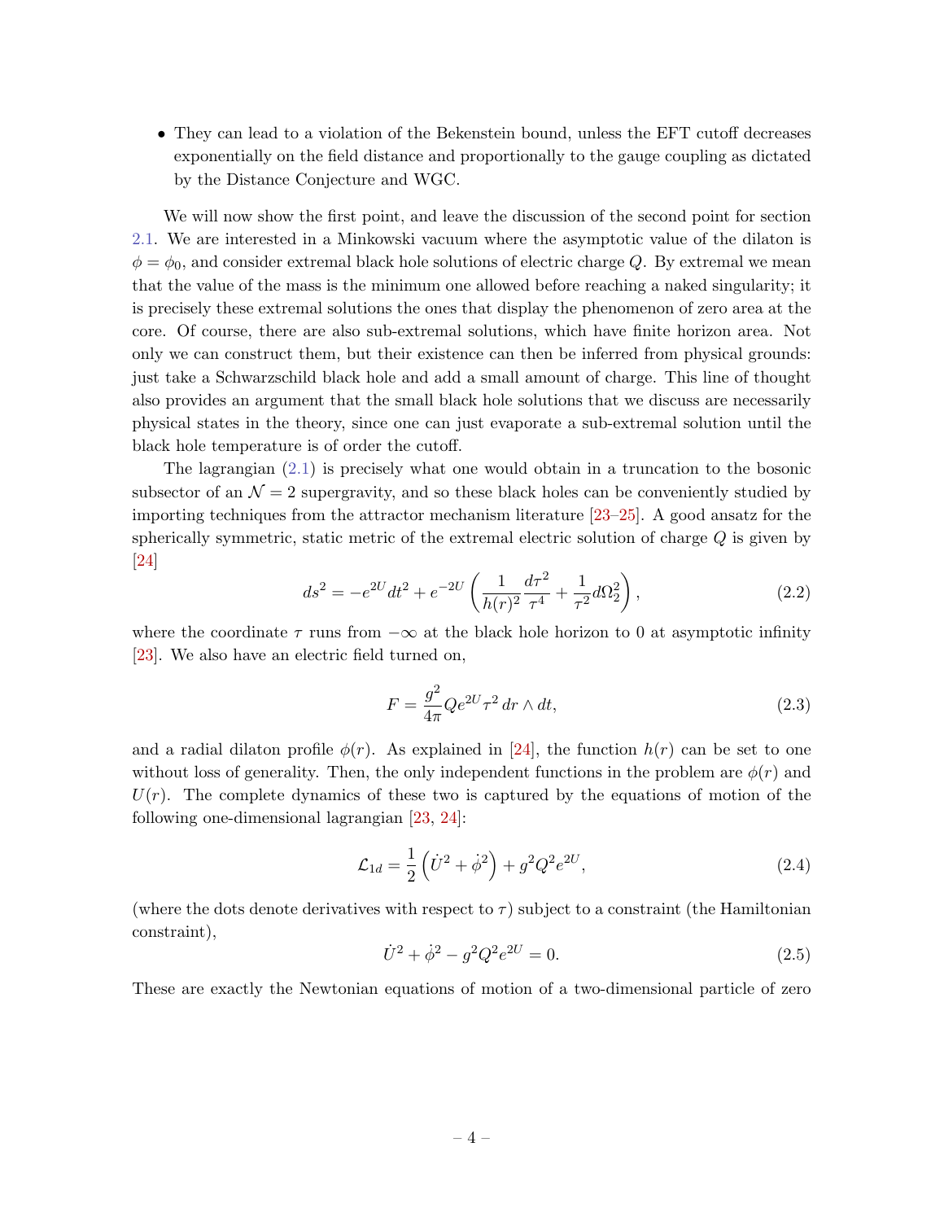- They can lead to a violation of the Bekenstein bound, unless the EFT cutoff decreases exponentially on the field distance and proportionally to the gauge coupling as dictated by the Distance Conjecture and WGC.

We will now show the first point, and leave the discussion of the second point for section 2.1. We are interested in a Minkowski vacuum where the asymptotic value of the dilaton is $\phi = \phi_0$, and consider extremal black hole solutions of electric charge $Q$. By extremal we mean that the value of the mass is the minimum one allowed before reaching a naked singularity; it is precisely these extremal solutions the ones that display the phenomenon of zero area at the core. Of course, there are also sub-extremal solutions, which have finite horizon area. Not only we can construct them, but their existence can then be inferred from physical grounds: just take a Schwarzschild black hole and add a small amount of charge. This line of thought also provides an argument that the small black hole solutions that we discuss are necessarily physical states in the theory, since one can just evaporate a sub-extremal solution until the black hole temperature is of order the cutoff.

The lagrangian (2.1) is precisely what one would obtain in a truncation to the bosonic subsector of an $\mathcal{N} = 2$ supergravity, and so these black holes can be conveniently studied by importing techniques from the attractor mechanism literature [23–25]. A good ansatz for the spherically symmetric, static metric of the extremal electric solution of charge $Q$ is given by [24]

$$ds^2 = -e^{2U} dt^2 + e^{-2U} \left( \frac{1}{h(r)^2} \frac{d\tau^2}{\tau^4} + \frac{1}{\tau^2} d\Omega_2^2 \right), \tag{2.2}$$

where the coordinate $\tau$ runs from $-\infty$ at the black hole horizon to 0 at asymptotic infinity [23]. We also have an electric field turned on,

$$F = \frac{g^2}{4\pi} Q e^{2U} \tau^2 \, dr \wedge dt, \tag{2.3}$$

and a radial dilaton profile $\phi(r)$. As explained in [24], the function $h(r)$ can be set to one without loss of generality. Then, the only independent functions in the problem are $\phi(r)$ and $U(r)$. The complete dynamics of these two is captured by the equations of motion of the following one-dimensional lagrangian [23, 24]:

$$\mathcal{L}_{1d} = \frac{1}{2} \left( \dot{U}^2 + \dot{\phi}^2 \right) + g^2 Q^2 e^{2U}, \tag{2.4}$$

(where the dots denote derivatives with respect to $\tau$) subject to a constraint (the Hamiltonian constraint),

$$\dot{U}^2 + \dot{\phi}^2 - g^2 Q^2 e^{2U} = 0. \tag{2.5}$$

These are exactly the Newtonian equations of motion of a two-dimensional particle of zero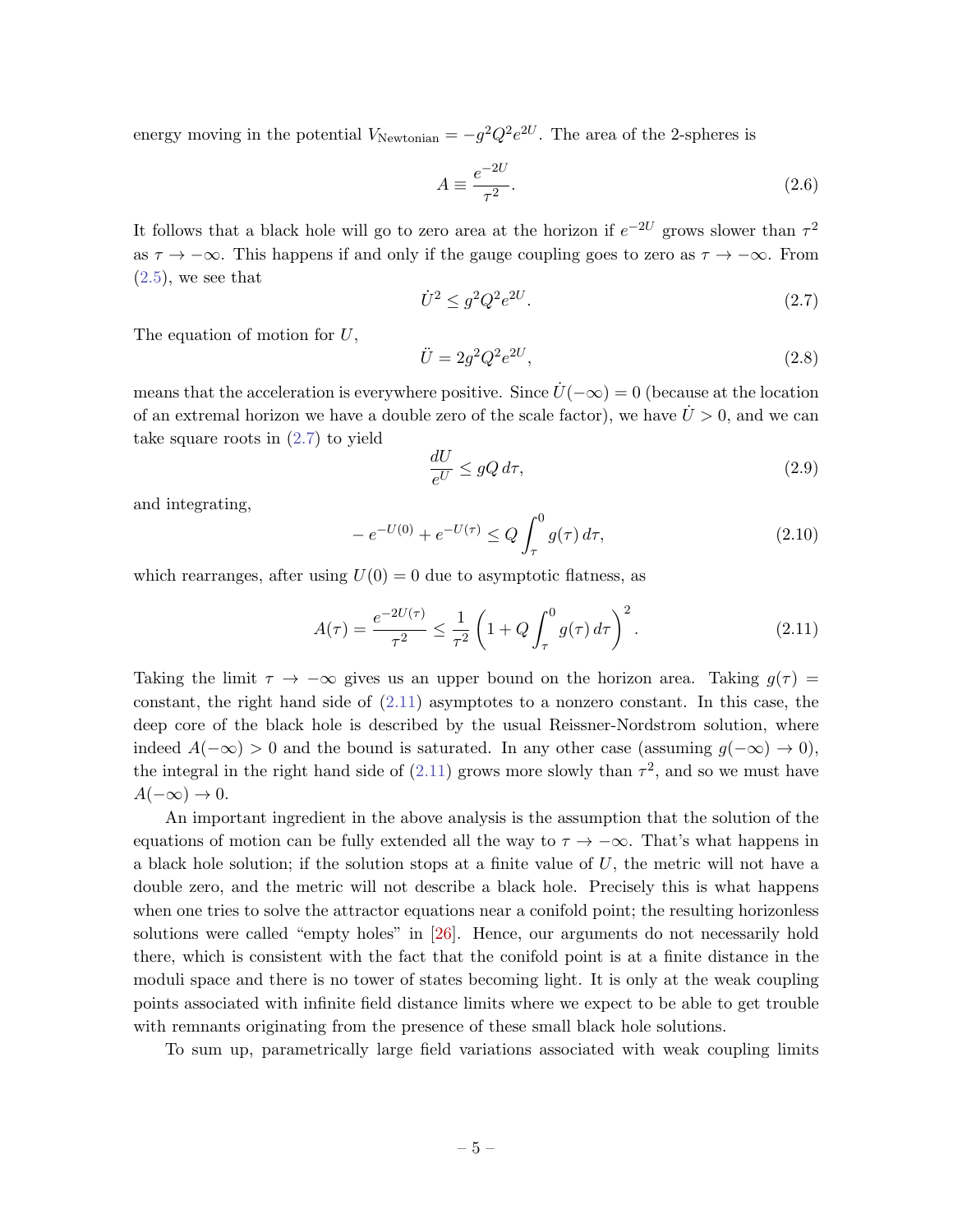energy moving in the potential $V_{\text{Newtonian}} = -g^2Q^2e^{2U}$. The area of the 2-spheres is

$$A \equiv \frac{e^{-2U}}{\tau^2}. \tag{2.6}$$

It follows that a black hole will go to zero area at the horizon if $e^{-2U}$ grows slower than $\tau^2$ as $\tau \to -\infty$. This happens if and only if the gauge coupling goes to zero as $\tau \to -\infty$. From (2.5), we see that

$$\dot{U}^2 \leq g^2Q^2e^{2U}. \tag{2.7}$$

The equation of motion for $U$,

$$\ddot{U} = 2g^2Q^2e^{2U}, \tag{2.8}$$

means that the acceleration is everywhere positive. Since $\dot{U}(-\infty) = 0$ (because at the location of an extremal horizon we have a double zero of the scale factor), we have $\dot{U} > 0$, and we can take square roots in (2.7) to yield

$$\frac{dU}{e^U} \leq gQ\, d\tau, \tag{2.9}$$

and integrating,

$$-e^{-U(0)} + e^{-U(\tau)} \leq Q\int_\tau^0 g(\tau)\, d\tau, \tag{2.10}$$

which rearranges, after using $U(0) = 0$ due to asymptotic flatness, as

$$A(\tau) = \frac{e^{-2U(\tau)}}{\tau^2} \leq \frac{1}{\tau^2}\left(1 + Q\int_\tau^0 g(\tau)\, d\tau\right)^2. \tag{2.11}$$

Taking the limit $\tau \to -\infty$ gives us an upper bound on the horizon area. Taking $g(\tau) =$ constant, the right hand side of (2.11) asymptotes to a nonzero constant. In this case, the deep core of the black hole is described by the usual Reissner-Nordstrom solution, where indeed $A(-\infty) > 0$ and the bound is saturated. In any other case (assuming $g(-\infty) \to 0$), the integral in the right hand side of (2.11) grows more slowly than $\tau^2$, and so we must have $A(-\infty) \to 0$.

An important ingredient in the above analysis is the assumption that the solution of the equations of motion can be fully extended all the way to $\tau \to -\infty$. That's what happens in a black hole solution; if the solution stops at a finite value of $U$, the metric will not have a double zero, and the metric will not describe a black hole. Precisely this is what happens when one tries to solve the attractor equations near a conifold point; the resulting horizonless solutions were called "empty holes" in [26]. Hence, our arguments do not necessarily hold there, which is consistent with the fact that the conifold point is at a finite distance in the moduli space and there is no tower of states becoming light. It is only at the weak coupling points associated with infinite field distance limits where we expect to be able to get trouble with remnants originating from the presence of these small black hole solutions.

To sum up, parametrically large field variations associated with weak coupling limits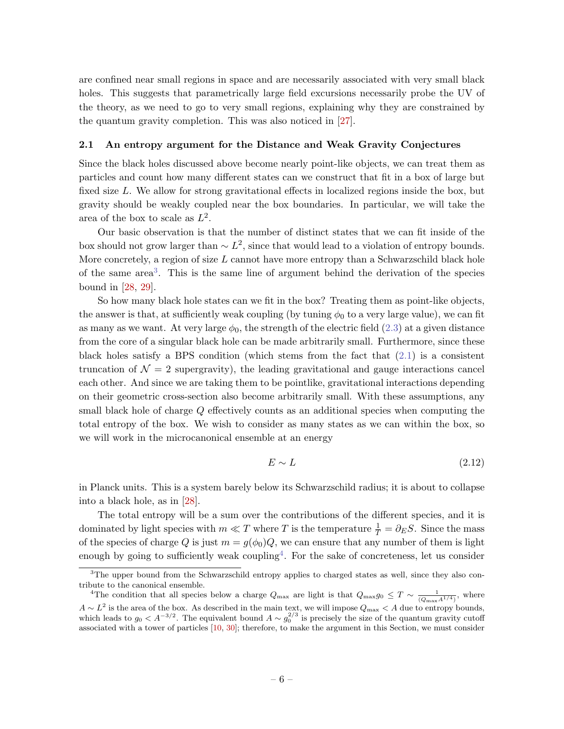are confined near small regions in space and are necessarily associated with very small black holes. This suggests that parametrically large field excursions necessarily probe the UV of the theory, as we need to go to very small regions, explaining why they are constrained by the quantum gravity completion. This was also noticed in [27].

### 2.1 An entropy argument for the Distance and Weak Gravity Conjectures

Since the black holes discussed above become nearly point-like objects, we can treat them as particles and count how many different states can we construct that fit in a box of large but fixed size $L$. We allow for strong gravitational effects in localized regions inside the box, but gravity should be weakly coupled near the box boundaries. In particular, we will take the area of the box to scale as $L^2$.

Our basic observation is that the number of distinct states that we can fit inside of the box should not grow larger than $\sim L^2$, since that would lead to a violation of entropy bounds. More concretely, a region of size $L$ cannot have more entropy than a Schwarzschild black hole of the same area[3]. This is the same line of argument behind the derivation of the species bound in [28, 29].

So how many black hole states can we fit in the box? Treating them as point-like objects, the answer is that, at sufficiently weak coupling (by tuning $\phi_0$ to a very large value), we can fit as many as we want. At very large $\phi_0$, the strength of the electric field (2.3) at a given distance from the core of a singular black hole can be made arbitrarily small. Furthermore, since these black holes satisfy a BPS condition (which stems from the fact that (2.1) is a consistent truncation of $\mathcal{N}=2$ supergravity), the leading gravitational and gauge interactions cancel each other. And since we are taking them to be pointlike, gravitational interactions depending on their geometric cross-section also become arbitrarily small. With these assumptions, any small black hole of charge $Q$ effectively counts as an additional species when computing the total entropy of the box. We wish to consider as many states as we can within the box, so we will work in the microcanonical ensemble at an energy

$$E \sim L \tag{2.12}$$

in Planck units. This is a system barely below its Schwarzschild radius; it is about to collapse into a black hole, as in [28].

The total entropy will be a sum over the contributions of the different species, and it is dominated by light species with $m \ll T$ where $T$ is the temperature $\frac{1}{T} = \partial_E S$. Since the mass of the species of charge $Q$ is just $m = g(\phi_0)Q$, we can ensure that any number of them is light enough by going to sufficiently weak coupling[4]. For the sake of concreteness, let us consider

---

[3] The upper bound from the Schwarzschild entropy applies to charged states as well, since they also contribute to the canonical ensemble.

[4] The condition that all species below a charge $Q_{\max}$ are light is that $Q_{\max} g_0 \leq T \sim \frac{1}{(Q_{\max} A^{1/4})}$, where $A \sim L^2$ is the area of the box. As described in the main text, we will impose $Q_{\max} < A$ due to entropy bounds, which leads to $g_0 < A^{-3/2}$. The equivalent bound $A \sim g_0^{2/3}$ is precisely the size of the quantum gravity cutoff associated with a tower of particles [10, 30]; therefore, to make the argument in this Section, we must consider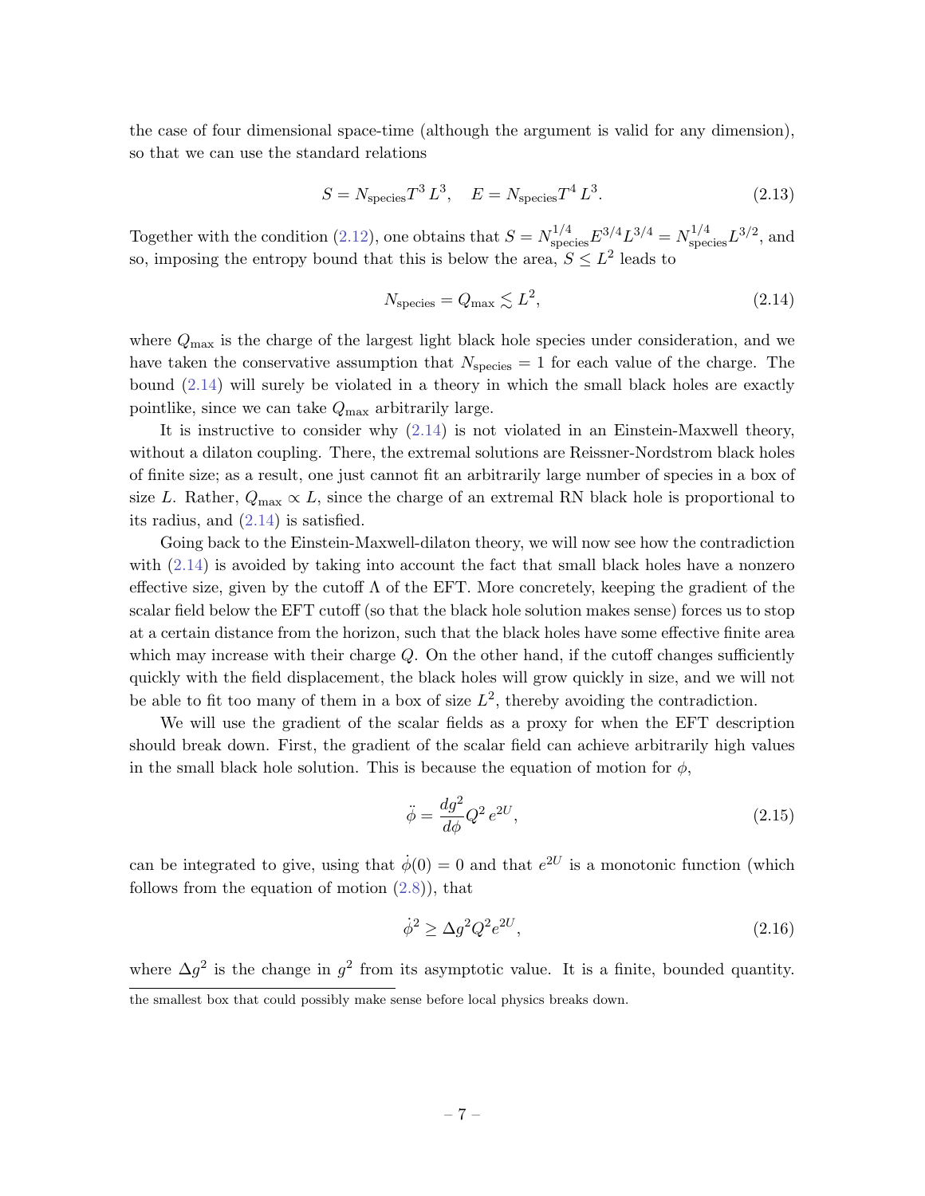the case of four dimensional space-time (although the argument is valid for any dimension), so that we can use the standard relations

$$S = N_{\text{species}} T^3 \, L^3, \quad E = N_{\text{species}} T^4 \, L^3. \tag{2.13}$$

Together with the condition (2.12), one obtains that $S = N_{\text{species}}^{1/4} E^{3/4} L^{3/4} = N_{\text{species}}^{1/4} L^{3/2}$, and so, imposing the entropy bound that this is below the area, $S \leq L^2$ leads to

$$N_{\text{species}} = Q_{\max} \lesssim L^2, \tag{2.14}$$

where $Q_{\max}$ is the charge of the largest light black hole species under consideration, and we have taken the conservative assumption that $N_{\text{species}} = 1$ for each value of the charge. The bound (2.14) will surely be violated in a theory in which the small black holes are exactly pointlike, since we can take $Q_{\max}$ arbitrarily large.

It is instructive to consider why (2.14) is not violated in an Einstein-Maxwell theory, without a dilaton coupling. There, the extremal solutions are Reissner-Nordstrom black holes of finite size; as a result, one just cannot fit an arbitrarily large number of species in a box of size $L$. Rather, $Q_{\max} \propto L$, since the charge of an extremal RN black hole is proportional to its radius, and (2.14) is satisfied.

Going back to the Einstein-Maxwell-dilaton theory, we will now see how the contradiction with (2.14) is avoided by taking into account the fact that small black holes have a nonzero effective size, given by the cutoff $\Lambda$ of the EFT. More concretely, keeping the gradient of the scalar field below the EFT cutoff (so that the black hole solution makes sense) forces us to stop at a certain distance from the horizon, such that the black holes have some effective finite area which may increase with their charge $Q$. On the other hand, if the cutoff changes sufficiently quickly with the field displacement, the black holes will grow quickly in size, and we will not be able to fit too many of them in a box of size $L^2$, thereby avoiding the contradiction.

We will use the gradient of the scalar fields as a proxy for when the EFT description should break down. First, the gradient of the scalar field can achieve arbitrarily high values in the small black hole solution. This is because the equation of motion for $\phi$,

$$\ddot{\phi} = \frac{dg^2}{d\phi} Q^2 \, e^{2U}, \tag{2.15}$$

can be integrated to give, using that $\dot{\phi}(0) = 0$ and that $e^{2U}$ is a monotonic function (which follows from the equation of motion (2.8)), that

$$\dot{\phi}^2 \geq \Delta g^2 Q^2 e^{2U}, \tag{2.16}$$

where $\Delta g^2$ is the change in $g^2$ from its asymptotic value. It is a finite, bounded quantity.

the smallest box that could possibly make sense before local physics breaks down.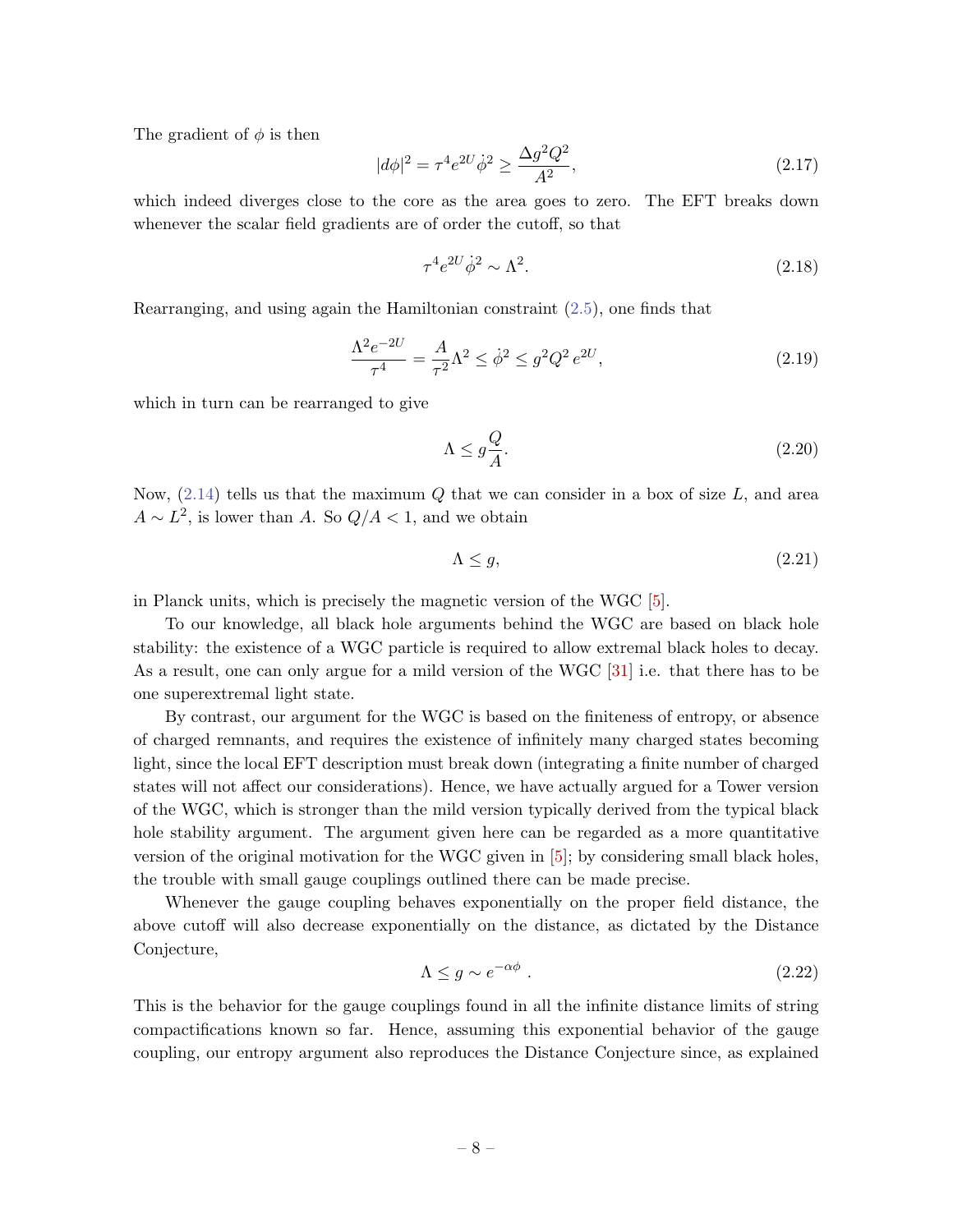The gradient of $\phi$ is then

$$|d\phi|^2 = \tau^4 e^{2U} \dot{\phi}^2 \geq \frac{\Delta g^2 Q^2}{A^2}, \tag{2.17}$$

which indeed diverges close to the core as the area goes to zero. The EFT breaks down whenever the scalar field gradients are of order the cutoff, so that

$$\tau^4 e^{2U} \dot{\phi}^2 \sim \Lambda^2. \tag{2.18}$$

Rearranging, and using again the Hamiltonian constraint (2.5), one finds that

$$\frac{\Lambda^2 e^{-2U}}{\tau^4} = \frac{A}{\tau^2} \Lambda^2 \leq \dot{\phi}^2 \leq g^2 Q^2 \, e^{2U}, \tag{2.19}$$

which in turn can be rearranged to give

$$\Lambda \leq g \frac{Q}{A}. \tag{2.20}$$

Now, (2.14) tells us that the maximum $Q$ that we can consider in a box of size $L$, and area $A \sim L^2$, is lower than $A$. So $Q/A < 1$, and we obtain

$$\Lambda \leq g, \tag{2.21}$$

in Planck units, which is precisely the magnetic version of the WGC [5].

To our knowledge, all black hole arguments behind the WGC are based on black hole stability: the existence of a WGC particle is required to allow extremal black holes to decay. As a result, one can only argue for a mild version of the WGC [31] i.e. that there has to be one superextremal light state.

By contrast, our argument for the WGC is based on the finiteness of entropy, or absence of charged remnants, and requires the existence of infinitely many charged states becoming light, since the local EFT description must break down (integrating a finite number of charged states will not affect our considerations). Hence, we have actually argued for a Tower version of the WGC, which is stronger than the mild version typically derived from the typical black hole stability argument. The argument given here can be regarded as a more quantitative version of the original motivation for the WGC given in [5]; by considering small black holes, the trouble with small gauge couplings outlined there can be made precise.

Whenever the gauge coupling behaves exponentially on the proper field distance, the above cutoff will also decrease exponentially on the distance, as dictated by the Distance Conjecture,

$$\Lambda \leq g \sim e^{-\alpha\phi} \ . \tag{2.22}$$

This is the behavior for the gauge couplings found in all the infinite distance limits of string compactifications known so far. Hence, assuming this exponential behavior of the gauge coupling, our entropy argument also reproduces the Distance Conjecture since, as explained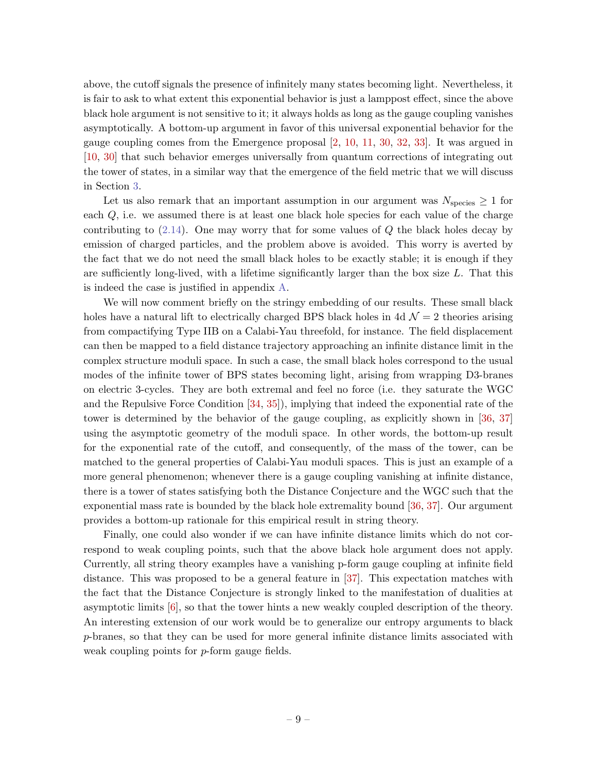above, the cutoff signals the presence of infinitely many states becoming light. Nevertheless, it is fair to ask to what extent this exponential behavior is just a lamppost effect, since the above black hole argument is not sensitive to it; it always holds as long as the gauge coupling vanishes asymptotically. A bottom-up argument in favor of this universal exponential behavior for the gauge coupling comes from the Emergence proposal [2, 10, 11, 30, 32, 33]. It was argued in [10, 30] that such behavior emerges universally from quantum corrections of integrating out the tower of states, in a similar way that the emergence of the field metric that we will discuss in Section 3.

Let us also remark that an important assumption in our argument was $N_{\text{species}} \geq 1$ for each $Q$, i.e. we assumed there is at least one black hole species for each value of the charge contributing to (2.14). One may worry that for some values of $Q$ the black holes decay by emission of charged particles, and the problem above is avoided. This worry is averted by the fact that we do not need the small black holes to be exactly stable; it is enough if they are sufficiently long-lived, with a lifetime significantly larger than the box size $L$. That this is indeed the case is justified in appendix A.

We will now comment briefly on the stringy embedding of our results. These small black holes have a natural lift to electrically charged BPS black holes in 4d $\mathcal{N} = 2$ theories arising from compactifying Type IIB on a Calabi-Yau threefold, for instance. The field displacement can then be mapped to a field distance trajectory approaching an infinite distance limit in the complex structure moduli space. In such a case, the small black holes correspond to the usual modes of the infinite tower of BPS states becoming light, arising from wrapping D3-branes on electric 3-cycles. They are both extremal and feel no force (i.e. they saturate the WGC and the Repulsive Force Condition [34, 35]), implying that indeed the exponential rate of the tower is determined by the behavior of the gauge coupling, as explicitly shown in [36, 37] using the asymptotic geometry of the moduli space. In other words, the bottom-up result for the exponential rate of the cutoff, and consequently, of the mass of the tower, can be matched to the general properties of Calabi-Yau moduli spaces. This is just an example of a more general phenomenon; whenever there is a gauge coupling vanishing at infinite distance, there is a tower of states satisfying both the Distance Conjecture and the WGC such that the exponential mass rate is bounded by the black hole extremality bound [36, 37]. Our argument provides a bottom-up rationale for this empirical result in string theory.

Finally, one could also wonder if we can have infinite distance limits which do not correspond to weak coupling points, such that the above black hole argument does not apply. Currently, all string theory examples have a vanishing p-form gauge coupling at infinite field distance. This was proposed to be a general feature in [37]. This expectation matches with the fact that the Distance Conjecture is strongly linked to the manifestation of dualities at asymptotic limits [6], so that the tower hints a new weakly coupled description of the theory. An interesting extension of our work would be to generalize our entropy arguments to black $p$-branes, so that they can be used for more general infinite distance limits associated with weak coupling points for $p$-form gauge fields.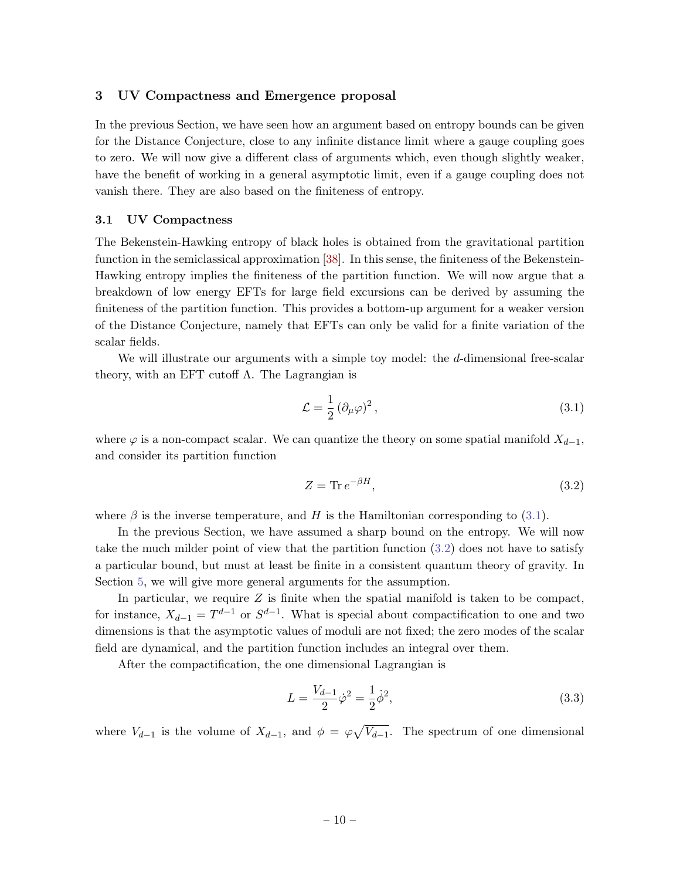## 3 UV Compactness and Emergence proposal

In the previous Section, we have seen how an argument based on entropy bounds can be given for the Distance Conjecture, close to any infinite distance limit where a gauge coupling goes to zero. We will now give a different class of arguments which, even though slightly weaker, have the benefit of working in a general asymptotic limit, even if a gauge coupling does not vanish there. They are also based on the finiteness of entropy.

### 3.1 UV Compactness

The Bekenstein-Hawking entropy of black holes is obtained from the gravitational partition function in the semiclassical approximation [38]. In this sense, the finiteness of the Bekenstein-Hawking entropy implies the finiteness of the partition function. We will now argue that a breakdown of low energy EFTs for large field excursions can be derived by assuming the finiteness of the partition function. This provides a bottom-up argument for a weaker version of the Distance Conjecture, namely that EFTs can only be valid for a finite variation of the scalar fields.

We will illustrate our arguments with a simple toy model: the $d$-dimensional free-scalar theory, with an EFT cutoff $\Lambda$. The Lagrangian is

$$\mathcal{L} = \frac{1}{2}\left(\partial_\mu \varphi\right)^2, \tag{3.1}$$

where $\varphi$ is a non-compact scalar. We can quantize the theory on some spatial manifold $X_{d-1}$, and consider its partition function

$$Z = \mathrm{Tr}\, e^{-\beta H}, \tag{3.2}$$

where $\beta$ is the inverse temperature, and $H$ is the Hamiltonian corresponding to (3.1).

In the previous Section, we have assumed a sharp bound on the entropy. We will now take the much milder point of view that the partition function (3.2) does not have to satisfy a particular bound, but must at least be finite in a consistent quantum theory of gravity. In Section 5, we will give more general arguments for the assumption.

In particular, we require $Z$ is finite when the spatial manifold is taken to be compact, for instance, $X_{d-1} = T^{d-1}$ or $S^{d-1}$. What is special about compactification to one and two dimensions is that the asymptotic values of moduli are not fixed; the zero modes of the scalar field are dynamical, and the partition function includes an integral over them.

After the compactification, the one dimensional Lagrangian is

$$L = \frac{V_{d-1}}{2}\dot{\varphi}^2 = \frac{1}{2}\dot{\phi}^2, \tag{3.3}$$

where $V_{d-1}$ is the volume of $X_{d-1}$, and $\phi = \varphi\sqrt{V_{d-1}}$. The spectrum of one dimensional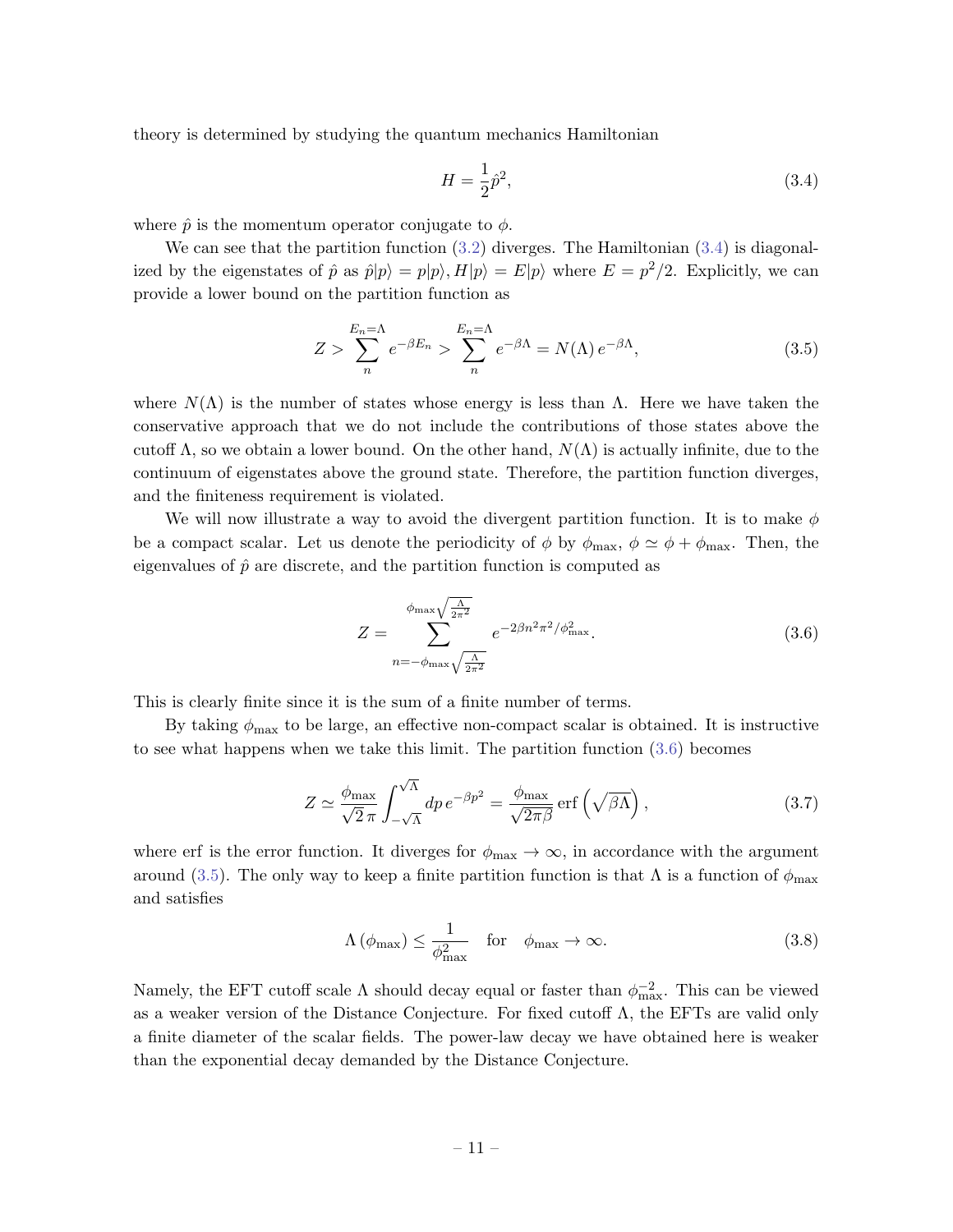theory is determined by studying the quantum mechanics Hamiltonian

$$H = \frac{1}{2}\hat{p}^2, \tag{3.4}$$

where $\hat{p}$ is the momentum operator conjugate to $\phi$.

We can see that the partition function (3.2) diverges. The Hamiltonian (3.4) is diagonalized by the eigenstates of $\hat{p}$ as $\hat{p}|p\rangle = p|p\rangle, H|p\rangle = E|p\rangle$ where $E = p^2/2$. Explicitly, we can provide a lower bound on the partition function as

$$Z > \sum_{n}^{E_n=\Lambda} e^{-\beta E_n} > \sum_{n}^{E_n=\Lambda} e^{-\beta\Lambda} = N(\Lambda)\, e^{-\beta\Lambda}, \tag{3.5}$$

where $N(\Lambda)$ is the number of states whose energy is less than $\Lambda$. Here we have taken the conservative approach that we do not include the contributions of those states above the cutoff $\Lambda$, so we obtain a lower bound. On the other hand, $N(\Lambda)$ is actually infinite, due to the continuum of eigenstates above the ground state. Therefore, the partition function diverges, and the finiteness requirement is violated.

We will now illustrate a way to avoid the divergent partition function. It is to make $\phi$ be a compact scalar. Let us denote the periodicity of $\phi$ by $\phi_{\max}$, $\phi \simeq \phi + \phi_{\max}$. Then, the eigenvalues of $\hat{p}$ are discrete, and the partition function is computed as

$$Z = \sum_{n=-\phi_{\max}\sqrt{\frac{\Lambda}{2\pi^2}}}^{\phi_{\max}\sqrt{\frac{\Lambda}{2\pi^2}}} e^{-2\beta n^2\pi^2/\phi_{\max}^2}. \tag{3.6}$$

This is clearly finite since it is the sum of a finite number of terms.

By taking $\phi_{\max}$ to be large, an effective non-compact scalar is obtained. It is instructive to see what happens when we take this limit. The partition function (3.6) becomes

$$Z \simeq \frac{\phi_{\max}}{\sqrt{2}\,\pi}\int_{-\sqrt{\Lambda}}^{\sqrt{\Lambda}} dp\, e^{-\beta p^2} = \frac{\phi_{\max}}{\sqrt{2\pi\beta}}\,\mathrm{erf}\left(\sqrt{\beta\Lambda}\right), \tag{3.7}$$

where erf is the error function. It diverges for $\phi_{\max} \to \infty$, in accordance with the argument around (3.5). The only way to keep a finite partition function is that $\Lambda$ is a function of $\phi_{\max}$ and satisfies

$$\Lambda\left(\phi_{\max}\right) \leq \frac{1}{\phi_{\max}^2} \quad \text{for} \quad \phi_{\max} \to \infty. \tag{3.8}$$

Namely, the EFT cutoff scale $\Lambda$ should decay equal or faster than $\phi_{\max}^{-2}$. This can be viewed as a weaker version of the Distance Conjecture. For fixed cutoff $\Lambda$, the EFTs are valid only a finite diameter of the scalar fields. The power-law decay we have obtained here is weaker than the exponential decay demanded by the Distance Conjecture.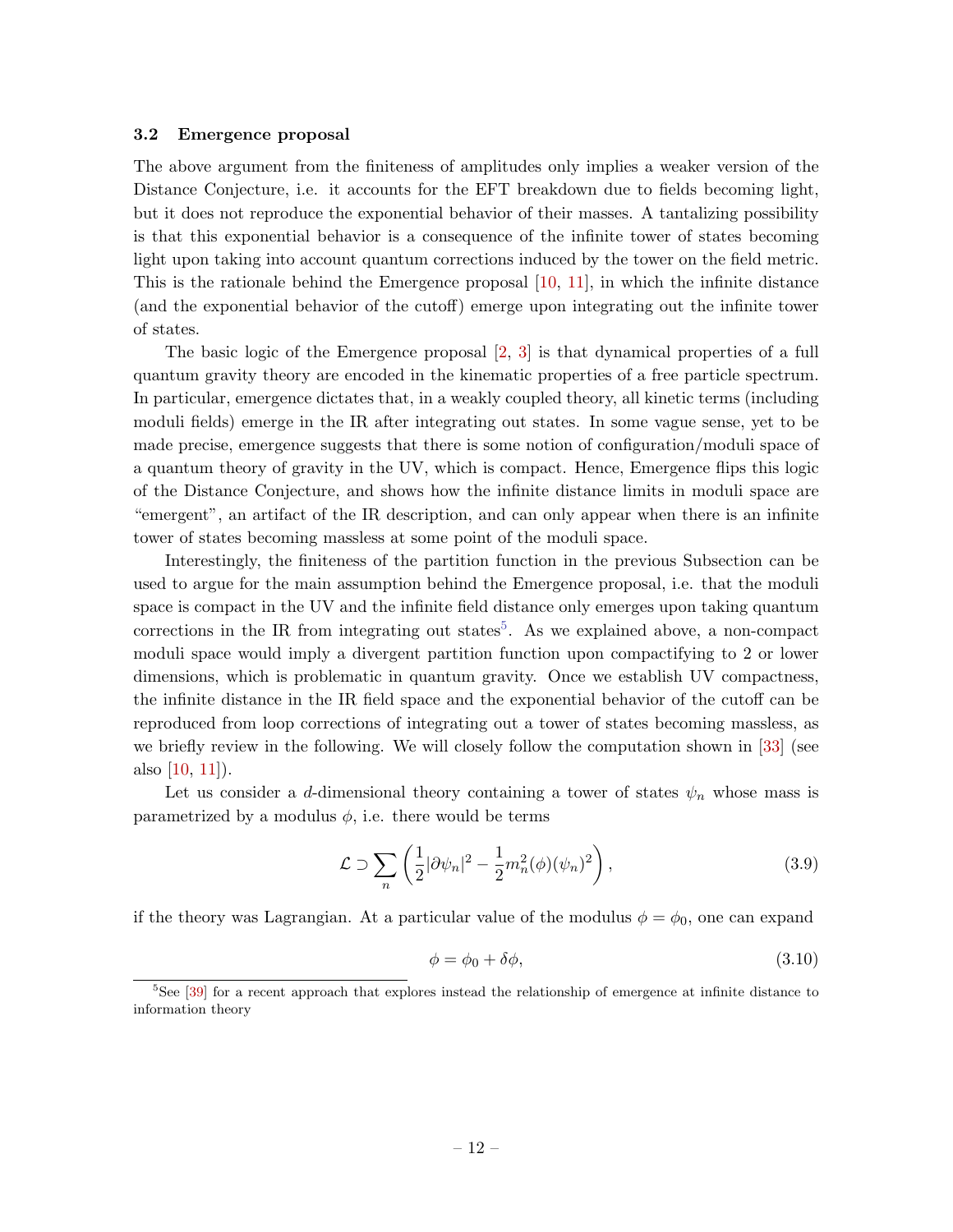### 3.2 Emergence proposal

The above argument from the finiteness of amplitudes only implies a weaker version of the Distance Conjecture, i.e. it accounts for the EFT breakdown due to fields becoming light, but it does not reproduce the exponential behavior of their masses. A tantalizing possibility is that this exponential behavior is a consequence of the infinite tower of states becoming light upon taking into account quantum corrections induced by the tower on the field metric. This is the rationale behind the Emergence proposal [10, 11], in which the infinite distance (and the exponential behavior of the cutoff) emerge upon integrating out the infinite tower of states.

The basic logic of the Emergence proposal [2, 3] is that dynamical properties of a full quantum gravity theory are encoded in the kinematic properties of a free particle spectrum. In particular, emergence dictates that, in a weakly coupled theory, all kinetic terms (including moduli fields) emerge in the IR after integrating out states. In some vague sense, yet to be made precise, emergence suggests that there is some notion of configuration/moduli space of a quantum theory of gravity in the UV, which is compact. Hence, Emergence flips this logic of the Distance Conjecture, and shows how the infinite distance limits in moduli space are "emergent", an artifact of the IR description, and can only appear when there is an infinite tower of states becoming massless at some point of the moduli space.

Interestingly, the finiteness of the partition function in the previous Subsection can be used to argue for the main assumption behind the Emergence proposal, i.e. that the moduli space is compact in the UV and the infinite field distance only emerges upon taking quantum corrections in the IR from integrating out states[5]. As we explained above, a non-compact moduli space would imply a divergent partition function upon compactifying to 2 or lower dimensions, which is problematic in quantum gravity. Once we establish UV compactness, the infinite distance in the IR field space and the exponential behavior of the cutoff can be reproduced from loop corrections of integrating out a tower of states becoming massless, as we briefly review in the following. We will closely follow the computation shown in [33] (see also [10, 11]).

Let us consider a $d$-dimensional theory containing a tower of states $\psi_n$ whose mass is parametrized by a modulus $\phi$, i.e. there would be terms

$$\mathcal{L} \supset \sum_n \left( \frac{1}{2}|\partial \psi_n|^2 - \frac{1}{2} m_n^2(\phi)(\psi_n)^2 \right), \tag{3.9}$$

if the theory was Lagrangian. At a particular value of the modulus $\phi = \phi_0$, one can expand

$$\phi = \phi_0 + \delta\phi, \tag{3.10}$$

[5] See [39] for a recent approach that explores instead the relationship of emergence at infinite distance to information theory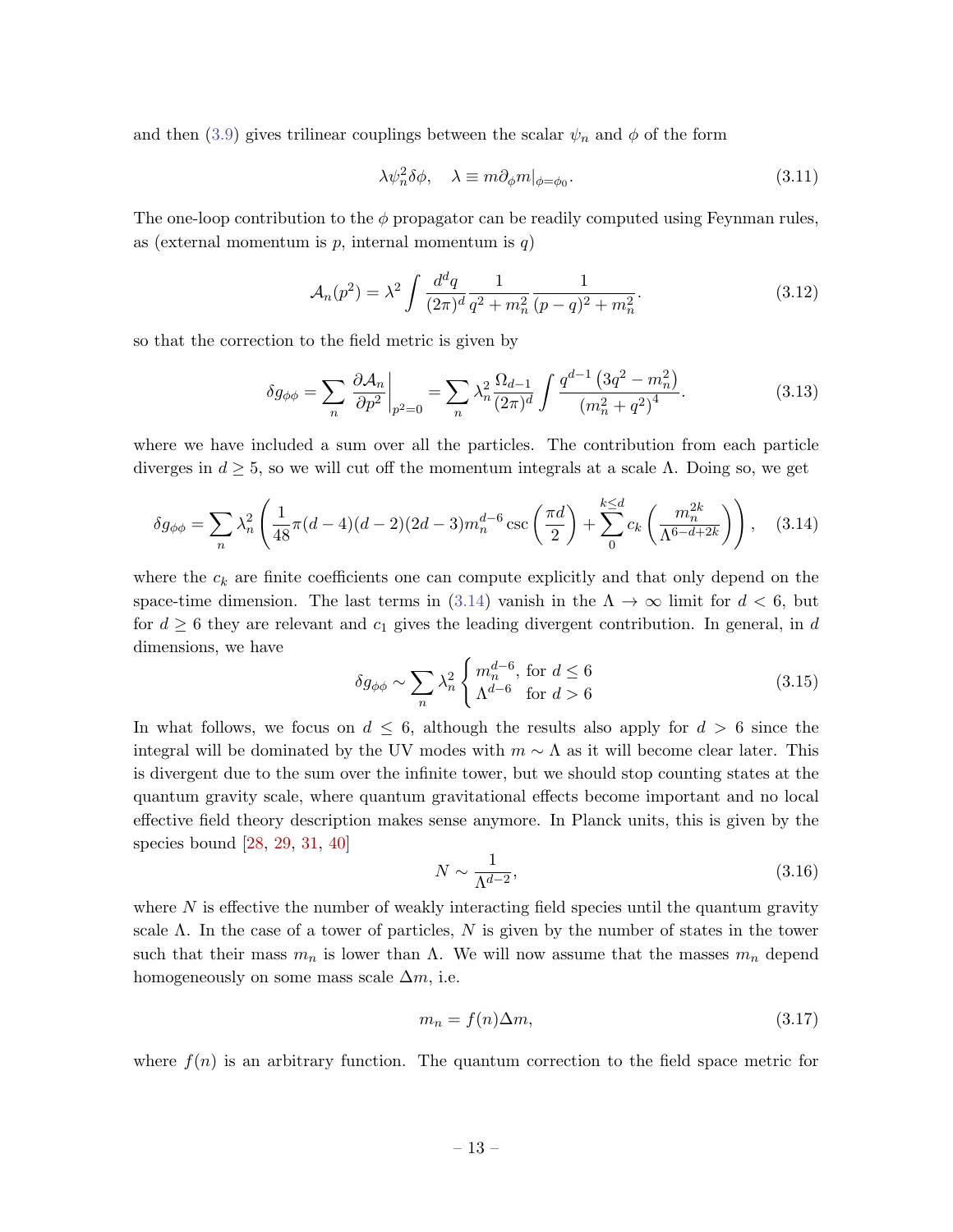and then (3.9) gives trilinear couplings between the scalar $\psi_n$ and $\phi$ of the form

$$\lambda \psi_n^2 \delta\phi, \quad \lambda \equiv m \partial_\phi m|_{\phi=\phi_0}. \tag{3.11}$$

The one-loop contribution to the $\phi$ propagator can be readily computed using Feynman rules, as (external momentum is $p$, internal momentum is $q$)

$$\mathcal{A}_n(p^2) = \lambda^2 \int \frac{d^d q}{(2\pi)^d} \frac{1}{q^2 + m_n^2} \frac{1}{(p-q)^2 + m_n^2}. \tag{3.12}$$

so that the correction to the field metric is given by

$$\delta g_{\phi\phi} = \sum_n \left. \frac{\partial \mathcal{A}_n}{\partial p^2} \right|_{p^2=0} = \sum_n \lambda_n^2 \frac{\Omega_{d-1}}{(2\pi)^d} \int \frac{q^{d-1}\left(3q^2 - m_n^2\right)}{(m_n^2 + q^2)^4}. \tag{3.13}$$

where we have included a sum over all the particles. The contribution from each particle diverges in $d \geq 5$, so we will cut off the momentum integrals at a scale $\Lambda$. Doing so, we get

$$\delta g_{\phi\phi} = \sum_n \lambda_n^2 \left( \frac{1}{48}\pi(d-4)(d-2)(2d-3) m_n^{d-6} \csc\left(\frac{\pi d}{2}\right) + \sum_0^{k \leq d} c_k \left(\frac{m_n^{2k}}{\Lambda^{6-d+2k}}\right)\right), \tag{3.14}$$

where the $c_k$ are finite coefficients one can compute explicitly and that only depend on the space-time dimension. The last terms in (3.14) vanish in the $\Lambda \to \infty$ limit for $d < 6$, but for $d \geq 6$ they are relevant and $c_1$ gives the leading divergent contribution. In general, in $d$ dimensions, we have

$$\delta g_{\phi\phi} \sim \sum_n \lambda_n^2 \begin{cases} m_n^{d-6}, & \text{for } d \leq 6 \\ \Lambda^{d-6} & \text{for } d > 6 \end{cases} \tag{3.15}$$

In what follows, we focus on $d \leq 6$, although the results also apply for $d > 6$ since the integral will be dominated by the UV modes with $m \sim \Lambda$ as it will become clear later. This is divergent due to the sum over the infinite tower, but we should stop counting states at the quantum gravity scale, where quantum gravitational effects become important and no local effective field theory description makes sense anymore. In Planck units, this is given by the species bound [28, 29, 31, 40]

$$N \sim \frac{1}{\Lambda^{d-2}}, \tag{3.16}$$

where $N$ is effective the number of weakly interacting field species until the quantum gravity scale $\Lambda$. In the case of a tower of particles, $N$ is given by the number of states in the tower such that their mass $m_n$ is lower than $\Lambda$. We will now assume that the masses $m_n$ depend homogeneously on some mass scale $\Delta m$, i.e.

$$m_n = f(n)\Delta m, \tag{3.17}$$

where $f(n)$ is an arbitrary function. The quantum correction to the field space metric for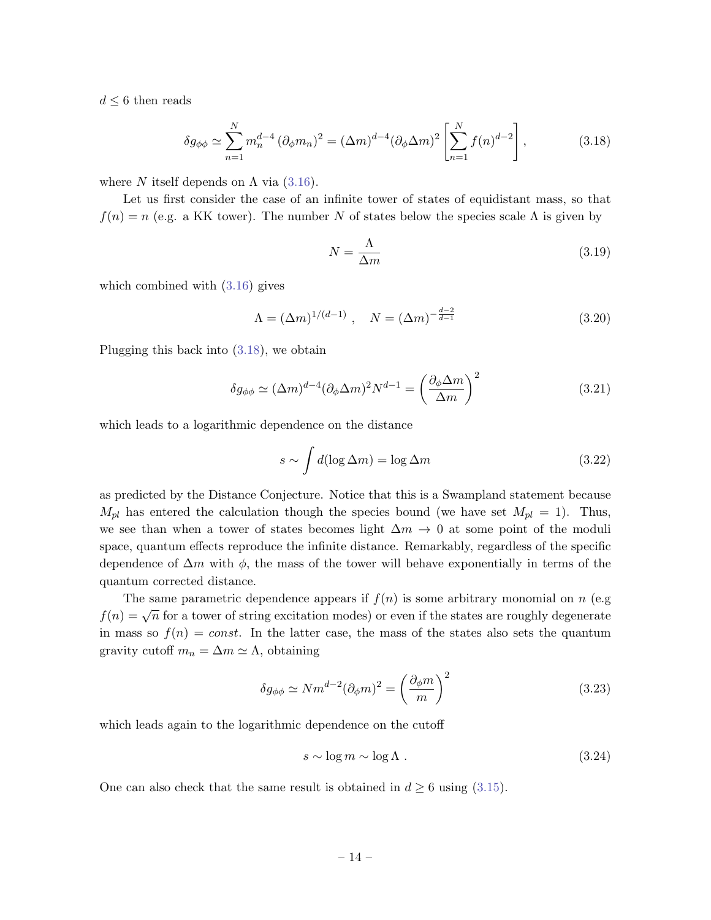$d \leq 6$ then reads

$$\delta g_{\phi\phi} \simeq \sum_{n=1}^{N} m_n^{d-4} \left(\partial_\phi m_n\right)^2 = (\Delta m)^{d-4} (\partial_\phi \Delta m)^2 \left[\sum_{n=1}^{N} f(n)^{d-2}\right], \tag{3.18}$$

where $N$ itself depends on $\Lambda$ via (3.16).

Let us first consider the case of an infinite tower of states of equidistant mass, so that $f(n) = n$ (e.g. a KK tower). The number $N$ of states below the species scale $\Lambda$ is given by

$$N = \frac{\Lambda}{\Delta m} \tag{3.19}$$

which combined with (3.16) gives

$$\Lambda = (\Delta m)^{1/(d-1)} \ , \quad N = (\Delta m)^{-\frac{d-2}{d-1}} \tag{3.20}$$

Plugging this back into (3.18), we obtain

$$\delta g_{\phi\phi} \simeq (\Delta m)^{d-4} (\partial_\phi \Delta m)^2 N^{d-1} = \left(\frac{\partial_\phi \Delta m}{\Delta m}\right)^2 \tag{3.21}$$

which leads to a logarithmic dependence on the distance

$$s \sim \int d(\log \Delta m) = \log \Delta m \tag{3.22}$$

as predicted by the Distance Conjecture. Notice that this is a Swampland statement because $M_{pl}$ has entered the calculation though the species bound (we have set $M_{pl} = 1$). Thus, we see than when a tower of states becomes light $\Delta m \to 0$ at some point of the moduli space, quantum effects reproduce the infinite distance. Remarkably, regardless of the specific dependence of $\Delta m$ with $\phi$, the mass of the tower will behave exponentially in terms of the quantum corrected distance.

The same parametric dependence appears if $f(n)$ is some arbitrary monomial on $n$ (e.g $f(n) = \sqrt{n}$ for a tower of string excitation modes) or even if the states are roughly degenerate in mass so $f(n) = const$. In the latter case, the mass of the states also sets the quantum gravity cutoff $m_n = \Delta m \simeq \Lambda$, obtaining

$$\delta g_{\phi\phi} \simeq N m^{d-2} (\partial_\phi m)^2 = \left(\frac{\partial_\phi m}{m}\right)^2 \tag{3.23}$$

which leads again to the logarithmic dependence on the cutoff

$$s \sim \log m \sim \log \Lambda \ . \tag{3.24}$$

One can also check that the same result is obtained in $d \geq 6$ using (3.15).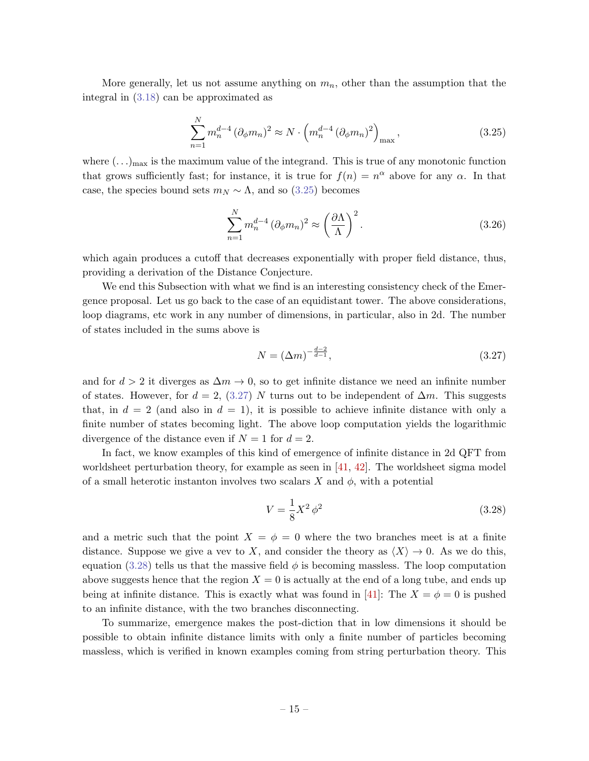More generally, let us not assume anything on $m_n$, other than the assumption that the integral in (3.18) can be approximated as

$$\sum_{n=1}^{N} m_n^{d-4} (\partial_\phi m_n)^2 \approx N \cdot \left( m_n^{d-4} (\partial_\phi m_n)^2 \right)_{\max}, \tag{3.25}$$

where $(\ldots)_{\max}$ is the maximum value of the integrand. This is true of any monotonic function that grows sufficiently fast; for instance, it is true for $f(n) = n^\alpha$ above for any $\alpha$. In that case, the species bound sets $m_N \sim \Lambda$, and so (3.25) becomes

$$\sum_{n=1}^{N} m_n^{d-4} (\partial_\phi m_n)^2 \approx \left( \frac{\partial \Lambda}{\Lambda} \right)^2. \tag{3.26}$$

which again produces a cutoff that decreases exponentially with proper field distance, thus, providing a derivation of the Distance Conjecture.

We end this Subsection with what we find is an interesting consistency check of the Emergence proposal. Let us go back to the case of an equidistant tower. The above considerations, loop diagrams, etc work in any number of dimensions, in particular, also in 2d. The number of states included in the sums above is

$$N = (\Delta m)^{-\frac{d-2}{d-1}}, \tag{3.27}$$

and for $d > 2$ it diverges as $\Delta m \to 0$, so to get infinite distance we need an infinite number of states. However, for $d = 2$, (3.27) $N$ turns out to be independent of $\Delta m$. This suggests that, in $d = 2$ (and also in $d = 1$), it is possible to achieve infinite distance with only a finite number of states becoming light. The above loop computation yields the logarithmic divergence of the distance even if $N = 1$ for $d = 2$.

In fact, we know examples of this kind of emergence of infinite distance in 2d QFT from worldsheet perturbation theory, for example as seen in [41, 42]. The worldsheet sigma model of a small heterotic instanton involves two scalars $X$ and $\phi$, with a potential

$$V = \frac{1}{8} X^2 \, \phi^2 \tag{3.28}$$

and a metric such that the point $X = \phi = 0$ where the two branches meet is at a finite distance. Suppose we give a vev to $X$, and consider the theory as $\langle X \rangle \to 0$. As we do this, equation (3.28) tells us that the massive field $\phi$ is becoming massless. The loop computation above suggests hence that the region $X = 0$ is actually at the end of a long tube, and ends up being at infinite distance. This is exactly what was found in [41]: The $X = \phi = 0$ is pushed to an infinite distance, with the two branches disconnecting.

To summarize, emergence makes the post-diction that in low dimensions it should be possible to obtain infinite distance limits with only a finite number of particles becoming massless, which is verified in known examples coming from string perturbation theory. This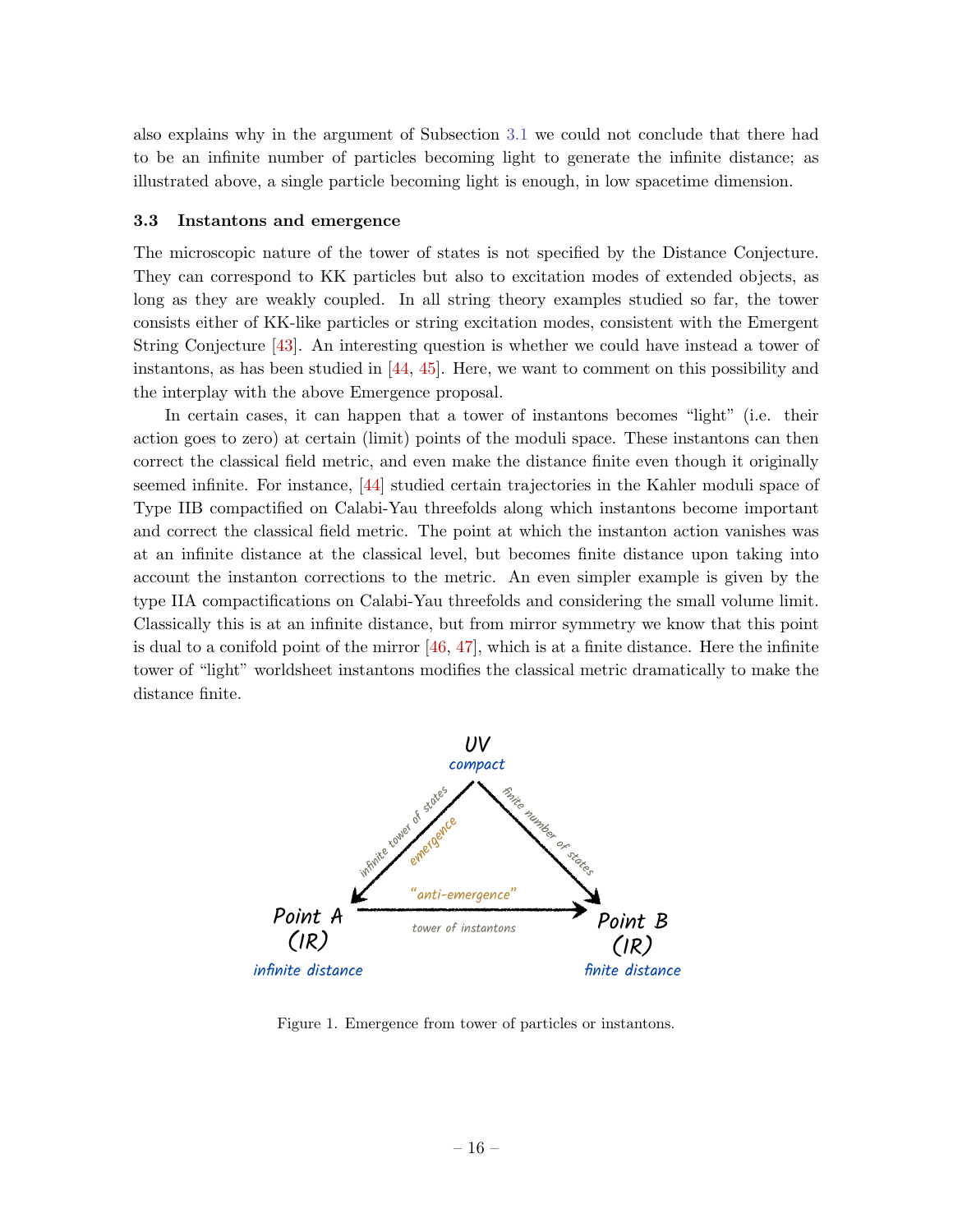also explains why in the argument of Subsection 3.1 we could not conclude that there had to be an infinite number of particles becoming light to generate the infinite distance; as illustrated above, a single particle becoming light is enough, in low spacetime dimension.

### 3.3 Instantons and emergence

The microscopic nature of the tower of states is not specified by the Distance Conjecture. They can correspond to KK particles but also to excitation modes of extended objects, as long as they are weakly coupled. In all string theory examples studied so far, the tower consists either of KK-like particles or string excitation modes, consistent with the Emergent String Conjecture [43]. An interesting question is whether we could have instead a tower of instantons, as has been studied in [44, 45]. Here, we want to comment on this possibility and the interplay with the above Emergence proposal.

In certain cases, it can happen that a tower of instantons becomes "light" (i.e. their action goes to zero) at certain (limit) points of the moduli space. These instantons can then correct the classical field metric, and even make the distance finite even though it originally seemed infinite. For instance, [44] studied certain trajectories in the Kahler moduli space of Type IIB compactified on Calabi-Yau threefolds along which instantons become important and correct the classical field metric. The point at which the instanton action vanishes was at an infinite distance at the classical level, but becomes finite distance upon taking into account the instanton corrections to the metric. An even simpler example is given by the type IIA compactifications on Calabi-Yau threefolds and considering the small volume limit. Classically this is at an infinite distance, but from mirror symmetry we know that this point is dual to a conifold point of the mirror [46, 47], which is at a finite distance. Here the infinite tower of "light" worldsheet instantons modifies the classical metric dramatically to make the distance finite.

Figure 1. Emergence from tower of particles or instantons.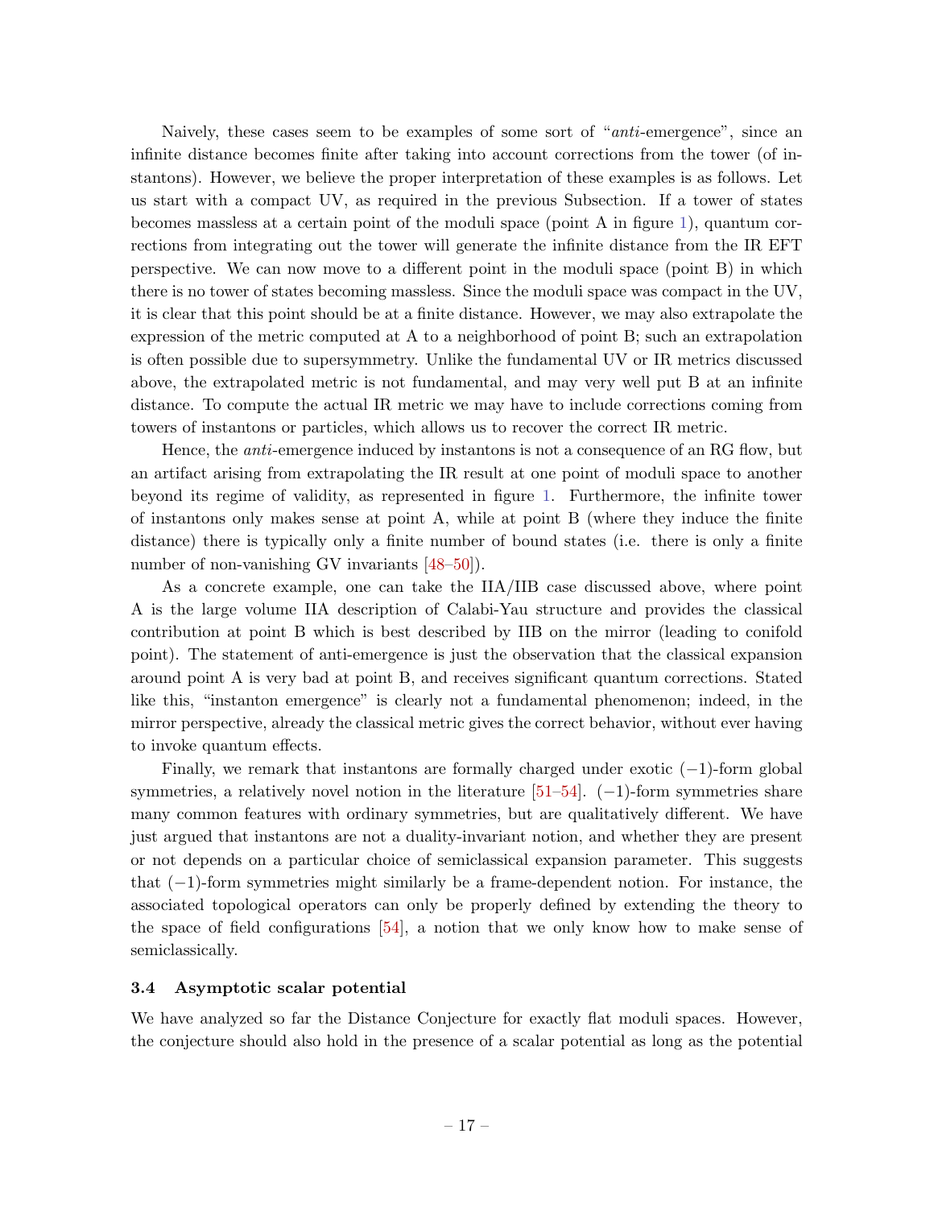Naively, these cases seem to be examples of some sort of "*anti*-emergence", since an infinite distance becomes finite after taking into account corrections from the tower (of instantons). However, we believe the proper interpretation of these examples is as follows. Let us start with a compact UV, as required in the previous Subsection. If a tower of states becomes massless at a certain point of the moduli space (point A in figure 1), quantum corrections from integrating out the tower will generate the infinite distance from the IR EFT perspective. We can now move to a different point in the moduli space (point B) in which there is no tower of states becoming massless. Since the moduli space was compact in the UV, it is clear that this point should be at a finite distance. However, we may also extrapolate the expression of the metric computed at A to a neighborhood of point B; such an extrapolation is often possible due to supersymmetry. Unlike the fundamental UV or IR metrics discussed above, the extrapolated metric is not fundamental, and may very well put B at an infinite distance. To compute the actual IR metric we may have to include corrections coming from towers of instantons or particles, which allows us to recover the correct IR metric.

Hence, the *anti*-emergence induced by instantons is not a consequence of an RG flow, but an artifact arising from extrapolating the IR result at one point of moduli space to another beyond its regime of validity, as represented in figure 1. Furthermore, the infinite tower of instantons only makes sense at point A, while at point B (where they induce the finite distance) there is typically only a finite number of bound states (i.e. there is only a finite number of non-vanishing GV invariants [48–50]).

As a concrete example, one can take the IIA/IIB case discussed above, where point A is the large volume IIA description of Calabi-Yau structure and provides the classical contribution at point B which is best described by IIB on the mirror (leading to conifold point). The statement of anti-emergence is just the observation that the classical expansion around point A is very bad at point B, and receives significant quantum corrections. Stated like this, "instanton emergence" is clearly not a fundamental phenomenon; indeed, in the mirror perspective, already the classical metric gives the correct behavior, without ever having to invoke quantum effects.

Finally, we remark that instantons are formally charged under exotic $(-1)$-form global symmetries, a relatively novel notion in the literature [51–54]. $(-1)$-form symmetries share many common features with ordinary symmetries, but are qualitatively different. We have just argued that instantons are not a duality-invariant notion, and whether they are present or not depends on a particular choice of semiclassical expansion parameter. This suggests that $(-1)$-form symmetries might similarly be a frame-dependent notion. For instance, the associated topological operators can only be properly defined by extending the theory to the space of field configurations [54], a notion that we only know how to make sense of semiclassically.

### 3.4 Asymptotic scalar potential

We have analyzed so far the Distance Conjecture for exactly flat moduli spaces. However, the conjecture should also hold in the presence of a scalar potential as long as the potential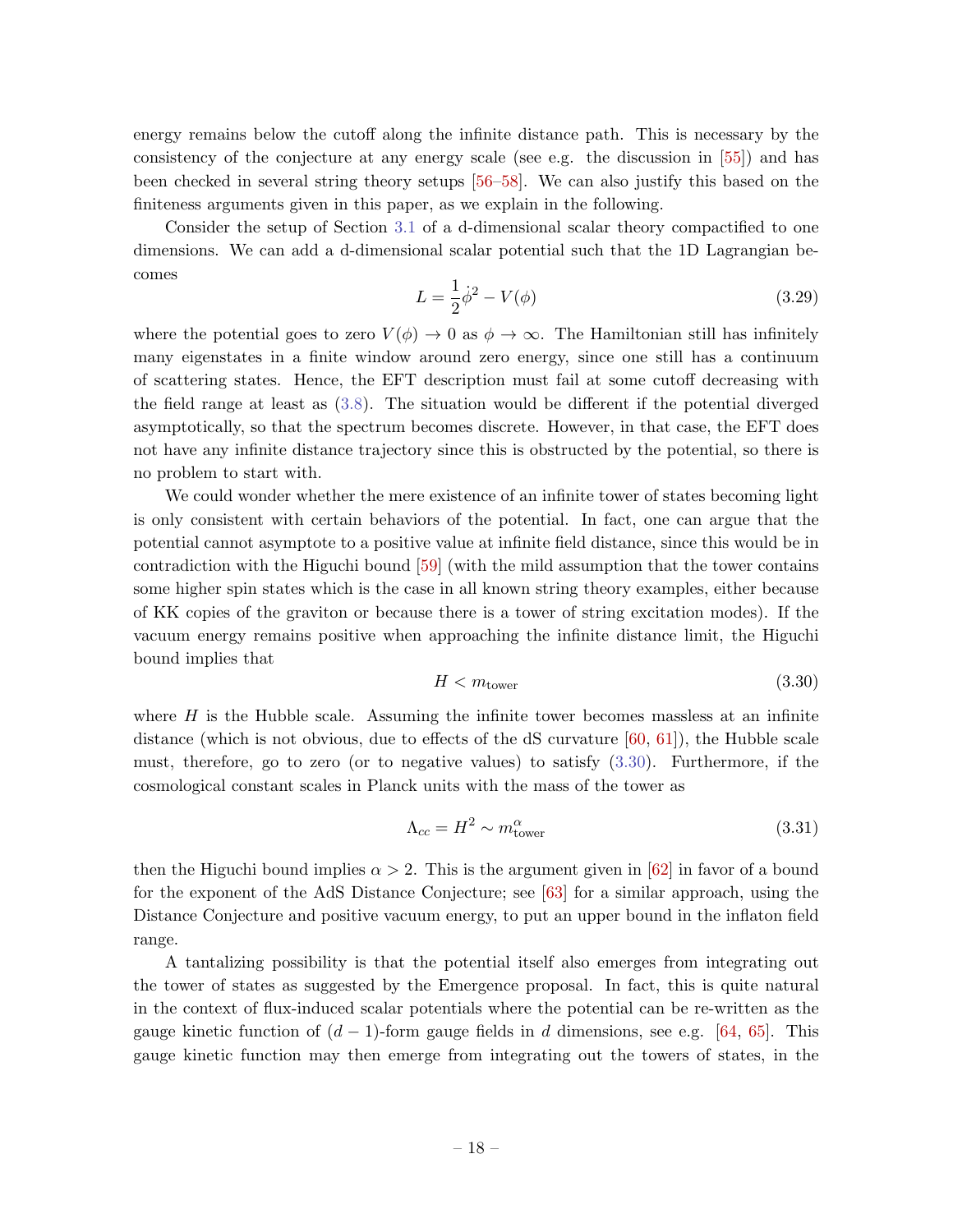energy remains below the cutoff along the infinite distance path. This is necessary by the consistency of the conjecture at any energy scale (see e.g. the discussion in [55]) and has been checked in several string theory setups [56–58]. We can also justify this based on the finiteness arguments given in this paper, as we explain in the following.

Consider the setup of Section 3.1 of a d-dimensional scalar theory compactified to one dimensions. We can add a d-dimensional scalar potential such that the 1D Lagrangian becomes

$$L = \frac{1}{2}\dot{\phi}^2 - V(\phi) \tag{3.29}$$

where the potential goes to zero $V(\phi) \to 0$ as $\phi \to \infty$. The Hamiltonian still has infinitely many eigenstates in a finite window around zero energy, since one still has a continuum of scattering states. Hence, the EFT description must fail at some cutoff decreasing with the field range at least as (3.8). The situation would be different if the potential diverged asymptotically, so that the spectrum becomes discrete. However, in that case, the EFT does not have any infinite distance trajectory since this is obstructed by the potential, so there is no problem to start with.

We could wonder whether the mere existence of an infinite tower of states becoming light is only consistent with certain behaviors of the potential. In fact, one can argue that the potential cannot asymptote to a positive value at infinite field distance, since this would be in contradiction with the Higuchi bound [59] (with the mild assumption that the tower contains some higher spin states which is the case in all known string theory examples, either because of KK copies of the graviton or because there is a tower of string excitation modes). If the vacuum energy remains positive when approaching the infinite distance limit, the Higuchi bound implies that

$$H < m_{\text{tower}} \tag{3.30}$$

where $H$ is the Hubble scale. Assuming the infinite tower becomes massless at an infinite distance (which is not obvious, due to effects of the dS curvature [60, 61]), the Hubble scale must, therefore, go to zero (or to negative values) to satisfy (3.30). Furthermore, if the cosmological constant scales in Planck units with the mass of the tower as

$$\Lambda_{cc} = H^2 \sim m_{\text{tower}}^{\alpha} \tag{3.31}$$

then the Higuchi bound implies $\alpha > 2$. This is the argument given in [62] in favor of a bound for the exponent of the AdS Distance Conjecture; see [63] for a similar approach, using the Distance Conjecture and positive vacuum energy, to put an upper bound in the inflaton field range.

A tantalizing possibility is that the potential itself also emerges from integrating out the tower of states as suggested by the Emergence proposal. In fact, this is quite natural in the context of flux-induced scalar potentials where the potential can be re-written as the gauge kinetic function of $(d-1)$-form gauge fields in $d$ dimensions, see e.g. [64, 65]. This gauge kinetic function may then emerge from integrating out the towers of states, in the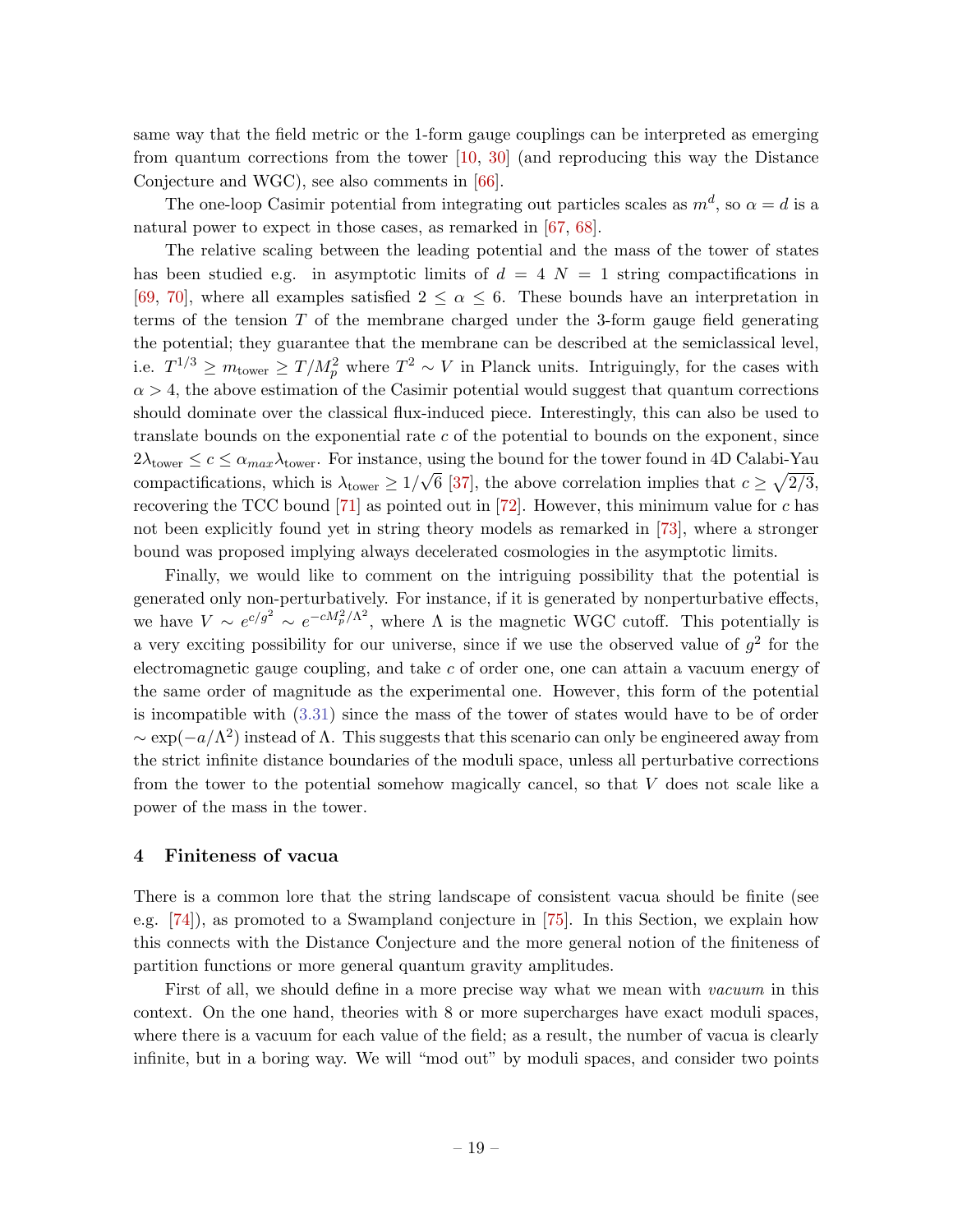same way that the field metric or the 1-form gauge couplings can be interpreted as emerging from quantum corrections from the tower [10, 30] (and reproducing this way the Distance Conjecture and WGC), see also comments in [66].

The one-loop Casimir potential from integrating out particles scales as $m^d$, so $\alpha = d$ is a natural power to expect in those cases, as remarked in [67, 68].

The relative scaling between the leading potential and the mass of the tower of states has been studied e.g. in asymptotic limits of $d = 4$ $N = 1$ string compactifications in [69, 70], where all examples satisfied $2 \leq \alpha \leq 6$. These bounds have an interpretation in terms of the tension $T$ of the membrane charged under the 3-form gauge field generating the potential; they guarantee that the membrane can be described at the semiclassical level, i.e. $T^{1/3} \geq m_{\text{tower}} \geq T/M_p^2$ where $T^2 \sim V$ in Planck units. Intriguingly, for the cases with $\alpha > 4$, the above estimation of the Casimir potential would suggest that quantum corrections should dominate over the classical flux-induced piece. Interestingly, this can also be used to translate bounds on the exponential rate $c$ of the potential to bounds on the exponent, since $2\lambda_{\text{tower}} \leq c \leq \alpha_{max}\lambda_{\text{tower}}$. For instance, using the bound for the tower found in 4D Calabi-Yau compactifications, which is $\lambda_{\text{tower}} \geq 1/\sqrt{6}$ [37], the above correlation implies that $c \geq \sqrt{2/3}$, recovering the TCC bound [71] as pointed out in [72]. However, this minimum value for $c$ has not been explicitly found yet in string theory models as remarked in [73], where a stronger bound was proposed implying always decelerated cosmologies in the asymptotic limits.

Finally, we would like to comment on the intriguing possibility that the potential is generated only non-perturbatively. For instance, if it is generated by nonperturbative effects, we have $V \sim e^{c/g^2} \sim e^{-cM_p^2/\Lambda^2}$, where $\Lambda$ is the magnetic WGC cutoff. This potentially is a very exciting possibility for our universe, since if we use the observed value of $g^2$ for the electromagnetic gauge coupling, and take $c$ of order one, one can attain a vacuum energy of the same order of magnitude as the experimental one. However, this form of the potential is incompatible with (3.31) since the mass of the tower of states would have to be of order $\sim \exp(-a/\Lambda^2)$ instead of $\Lambda$. This suggests that this scenario can only be engineered away from the strict infinite distance boundaries of the moduli space, unless all perturbative corrections from the tower to the potential somehow magically cancel, so that $V$ does not scale like a power of the mass in the tower.

## 4 Finiteness of vacua

There is a common lore that the string landscape of consistent vacua should be finite (see e.g. [74]), as promoted to a Swampland conjecture in [75]. In this Section, we explain how this connects with the Distance Conjecture and the more general notion of the finiteness of partition functions or more general quantum gravity amplitudes.

First of all, we should define in a more precise way what we mean with *vacuum* in this context. On the one hand, theories with 8 or more supercharges have exact moduli spaces, where there is a vacuum for each value of the field; as a result, the number of vacua is clearly infinite, but in a boring way. We will "mod out" by moduli spaces, and consider two points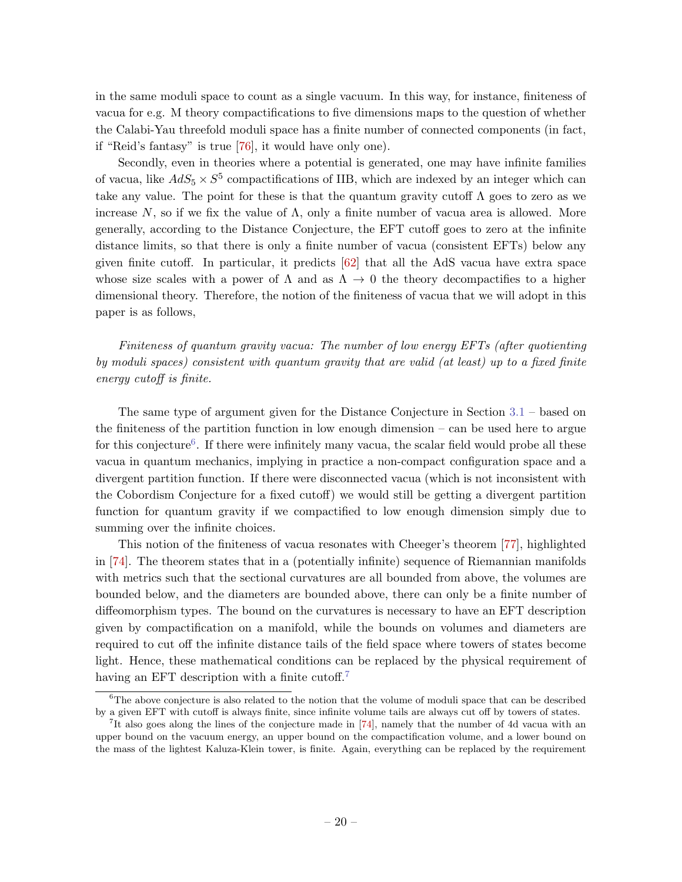in the same moduli space to count as a single vacuum. In this way, for instance, finiteness of vacua for e.g. M theory compactifications to five dimensions maps to the question of whether the Calabi-Yau threefold moduli space has a finite number of connected components (in fact, if "Reid's fantasy" is true [76], it would have only one).

Secondly, even in theories where a potential is generated, one may have infinite families of vacua, like $AdS_5 \times S^5$ compactifications of IIB, which are indexed by an integer which can take any value. The point for these is that the quantum gravity cutoff $\Lambda$ goes to zero as we increase $N$, so if we fix the value of $\Lambda$, only a finite number of vacua area is allowed. More generally, according to the Distance Conjecture, the EFT cutoff goes to zero at the infinite distance limits, so that there is only a finite number of vacua (consistent EFTs) below any given finite cutoff. In particular, it predicts [62] that all the AdS vacua have extra space whose size scales with a power of $\Lambda$ and as $\Lambda \to 0$ the theory decompactifies to a higher dimensional theory. Therefore, the notion of the finiteness of vacua that we will adopt in this paper is as follows,

*Finiteness of quantum gravity vacua: The number of low energy EFTs (after quotienting by moduli spaces) consistent with quantum gravity that are valid (at least) up to a fixed finite energy cutoff is finite.*

The same type of argument given for the Distance Conjecture in Section 3.1 – based on the finiteness of the partition function in low enough dimension – can be used here to argue for this conjecture[6]. If there were infinitely many vacua, the scalar field would probe all these vacua in quantum mechanics, implying in practice a non-compact configuration space and a divergent partition function. If there were disconnected vacua (which is not inconsistent with the Cobordism Conjecture for a fixed cutoff) we would still be getting a divergent partition function for quantum gravity if we compactified to low enough dimension simply due to summing over the infinite choices.

This notion of the finiteness of vacua resonates with Cheeger's theorem [77], highlighted in [74]. The theorem states that in a (potentially infinite) sequence of Riemannian manifolds with metrics such that the sectional curvatures are all bounded from above, the volumes are bounded below, and the diameters are bounded above, there can only be a finite number of diffeomorphism types. The bound on the curvatures is necessary to have an EFT description given by compactification on a manifold, while the bounds on volumes and diameters are required to cut off the infinite distance tails of the field space where towers of states become light. Hence, these mathematical conditions can be replaced by the physical requirement of having an EFT description with a finite cutoff.[7]

---

[6] The above conjecture is also related to the notion that the volume of moduli space that can be described by a given EFT with cutoff is always finite, since infinite volume tails are always cut off by towers of states.

[7] It also goes along the lines of the conjecture made in [74], namely that the number of 4d vacua with an upper bound on the vacuum energy, an upper bound on the compactification volume, and a lower bound on the mass of the lightest Kaluza-Klein tower, is finite. Again, everything can be replaced by the requirement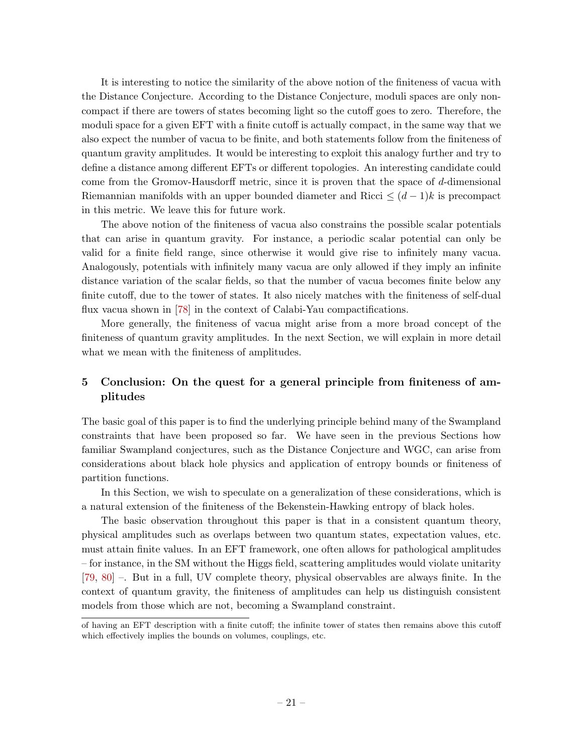It is interesting to notice the similarity of the above notion of the finiteness of vacua with the Distance Conjecture. According to the Distance Conjecture, moduli spaces are only non-compact if there are towers of states becoming light so the cutoff goes to zero. Therefore, the moduli space for a given EFT with a finite cutoff is actually compact, in the same way that we also expect the number of vacua to be finite, and both statements follow from the finiteness of quantum gravity amplitudes. It would be interesting to exploit this analogy further and try to define a distance among different EFTs or different topologies. An interesting candidate could come from the Gromov-Hausdorff metric, since it is proven that the space of $d$-dimensional Riemannian manifolds with an upper bounded diameter and Ricci $\leq (d-1)k$ is precompact in this metric. We leave this for future work.

The above notion of the finiteness of vacua also constrains the possible scalar potentials that can arise in quantum gravity. For instance, a periodic scalar potential can only be valid for a finite field range, since otherwise it would give rise to infinitely many vacua. Analogously, potentials with infinitely many vacua are only allowed if they imply an infinite distance variation of the scalar fields, so that the number of vacua becomes finite below any finite cutoff, due to the tower of states. It also nicely matches with the finiteness of self-dual flux vacua shown in [78] in the context of Calabi-Yau compactifications.

More generally, the finiteness of vacua might arise from a more broad concept of the finiteness of quantum gravity amplitudes. In the next Section, we will explain in more detail what we mean with the finiteness of amplitudes.

## 5 Conclusion: On the quest for a general principle from finiteness of amplitudes

The basic goal of this paper is to find the underlying principle behind many of the Swampland constraints that have been proposed so far. We have seen in the previous Sections how familiar Swampland conjectures, such as the Distance Conjecture and WGC, can arise from considerations about black hole physics and application of entropy bounds or finiteness of partition functions.

In this Section, we wish to speculate on a generalization of these considerations, which is a natural extension of the finiteness of the Bekenstein-Hawking entropy of black holes.

The basic observation throughout this paper is that in a consistent quantum theory, physical amplitudes such as overlaps between two quantum states, expectation values, etc. must attain finite values. In an EFT framework, one often allows for pathological amplitudes – for instance, in the SM without the Higgs field, scattering amplitudes would violate unitarity [79, 80] –. But in a full, UV complete theory, physical observables are always finite. In the context of quantum gravity, the finiteness of amplitudes can help us distinguish consistent models from those which are not, becoming a Swampland constraint.

of having an EFT description with a finite cutoff; the infinite tower of states then remains above this cutoff which effectively implies the bounds on volumes, couplings, etc.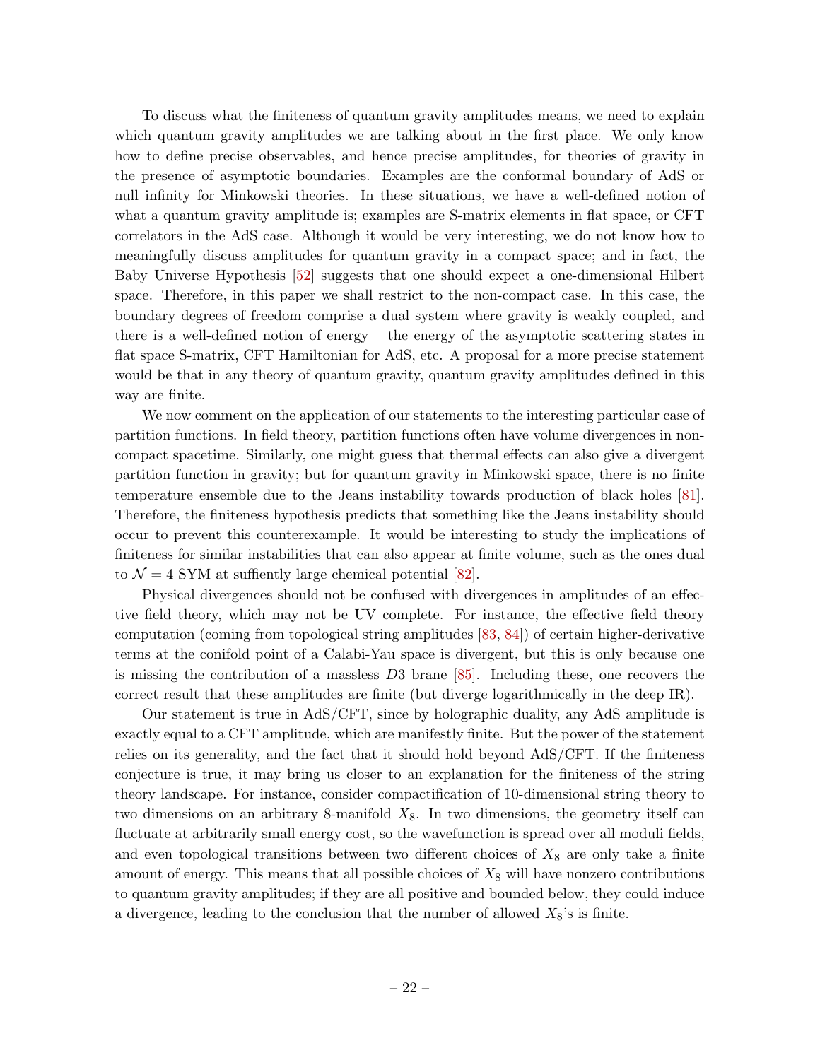To discuss what the finiteness of quantum gravity amplitudes means, we need to explain which quantum gravity amplitudes we are talking about in the first place. We only know how to define precise observables, and hence precise amplitudes, for theories of gravity in the presence of asymptotic boundaries. Examples are the conformal boundary of AdS or null infinity for Minkowski theories. In these situations, we have a well-defined notion of what a quantum gravity amplitude is; examples are S-matrix elements in flat space, or CFT correlators in the AdS case. Although it would be very interesting, we do not know how to meaningfully discuss amplitudes for quantum gravity in a compact space; and in fact, the Baby Universe Hypothesis [52] suggests that one should expect a one-dimensional Hilbert space. Therefore, in this paper we shall restrict to the non-compact case. In this case, the boundary degrees of freedom comprise a dual system where gravity is weakly coupled, and there is a well-defined notion of energy – the energy of the asymptotic scattering states in flat space S-matrix, CFT Hamiltonian for AdS, etc. A proposal for a more precise statement would be that in any theory of quantum gravity, quantum gravity amplitudes defined in this way are finite.

We now comment on the application of our statements to the interesting particular case of partition functions. In field theory, partition functions often have volume divergences in non-compact spacetime. Similarly, one might guess that thermal effects can also give a divergent partition function in gravity; but for quantum gravity in Minkowski space, there is no finite temperature ensemble due to the Jeans instability towards production of black holes [81]. Therefore, the finiteness hypothesis predicts that something like the Jeans instability should occur to prevent this counterexample. It would be interesting to study the implications of finiteness for similar instabilities that can also appear at finite volume, such as the ones dual to $\mathcal{N}=4$ SYM at suffiently large chemical potential [82].

Physical divergences should not be confused with divergences in amplitudes of an effective field theory, which may not be UV complete. For instance, the effective field theory computation (coming from topological string amplitudes [83, 84]) of certain higher-derivative terms at the conifold point of a Calabi-Yau space is divergent, but this is only because one is missing the contribution of a massless $D3$ brane [85]. Including these, one recovers the correct result that these amplitudes are finite (but diverge logarithmically in the deep IR).

Our statement is true in AdS/CFT, since by holographic duality, any AdS amplitude is exactly equal to a CFT amplitude, which are manifestly finite. But the power of the statement relies on its generality, and the fact that it should hold beyond AdS/CFT. If the finiteness conjecture is true, it may bring us closer to an explanation for the finiteness of the string theory landscape. For instance, consider compactification of 10-dimensional string theory to two dimensions on an arbitrary 8-manifold $X_8$. In two dimensions, the geometry itself can fluctuate at arbitrarily small energy cost, so the wavefunction is spread over all moduli fields, and even topological transitions between two different choices of $X_8$ are only take a finite amount of energy. This means that all possible choices of $X_8$ will have nonzero contributions to quantum gravity amplitudes; if they are all positive and bounded below, they could induce a divergence, leading to the conclusion that the number of allowed $X_8$'s is finite.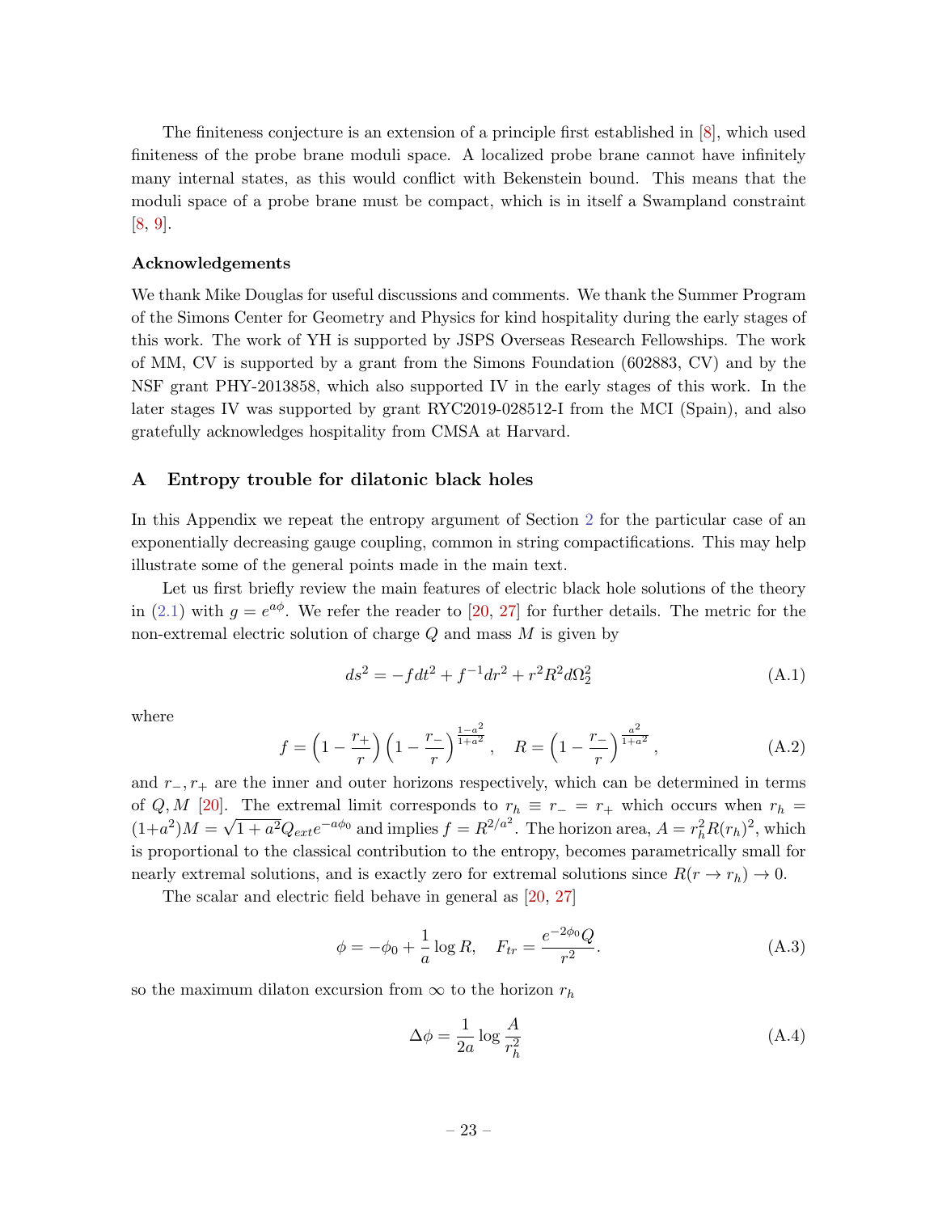The finiteness conjecture is an extension of a principle first established in [8], which used finiteness of the probe brane moduli space. A localized probe brane cannot have infinitely many internal states, as this would conflict with Bekenstein bound. This means that the moduli space of a probe brane must be compact, which is in itself a Swampland constraint [8, 9].

#### Acknowledgements

We thank Mike Douglas for useful discussions and comments. We thank the Summer Program of the Simons Center for Geometry and Physics for kind hospitality during the early stages of this work. The work of YH is supported by JSPS Overseas Research Fellowships. The work of MM, CV is supported by a grant from the Simons Foundation (602883, CV) and by the NSF grant PHY-2013858, which also supported IV in the early stages of this work. In the later stages IV was supported by grant RYC2019-028512-I from the MCI (Spain), and also gratefully acknowledges hospitality from CMSA at Harvard.

## A Entropy trouble for dilatonic black holes

In this Appendix we repeat the entropy argument of Section 2 for the particular case of an exponentially decreasing gauge coupling, common in string compactifications. This may help illustrate some of the general points made in the main text.

Let us first briefly review the main features of electric black hole solutions of the theory in (2.1) with $g = e^{a\phi}$. We refer the reader to [20, 27] for further details. The metric for the non-extremal electric solution of charge $Q$ and mass $M$ is given by

$$ds^2 = -f dt^2 + f^{-1} dr^2 + r^2 R^2 d\Omega_2^2 \tag{A.1}$$

where

$$f = \left(1 - \frac{r_+}{r}\right)\left(1 - \frac{r_-}{r}\right)^{\frac{1-a^2}{1+a^2}}, \quad R = \left(1 - \frac{r_-}{r}\right)^{\frac{a^2}{1+a^2}}, \tag{A.2}$$

and $r_-, r_+$ are the inner and outer horizons respectively, which can be determined in terms of $Q, M$ [20]. The extremal limit corresponds to $r_h \equiv r_- = r_+$ which occurs when $r_h = (1+a^2)M = \sqrt{1+a^2}Q_{ext}e^{-a\phi_0}$ and implies $f = R^{2/a^2}$. The horizon area, $A = r_h^2 R(r_h)^2$, which is proportional to the classical contribution to the entropy, becomes parametrically small for nearly extremal solutions, and is exactly zero for extremal solutions since $R(r \to r_h) \to 0$.

The scalar and electric field behave in general as [20, 27]

$$\phi = -\phi_0 + \frac{1}{a}\log R, \quad F_{tr} = \frac{e^{-2\phi_0}Q}{r^2}. \tag{A.3}$$

so the maximum dilaton excursion from $\infty$ to the horizon $r_h$

$$\Delta\phi = \frac{1}{2a}\log\frac{A}{r_h^2} \tag{A.4}$$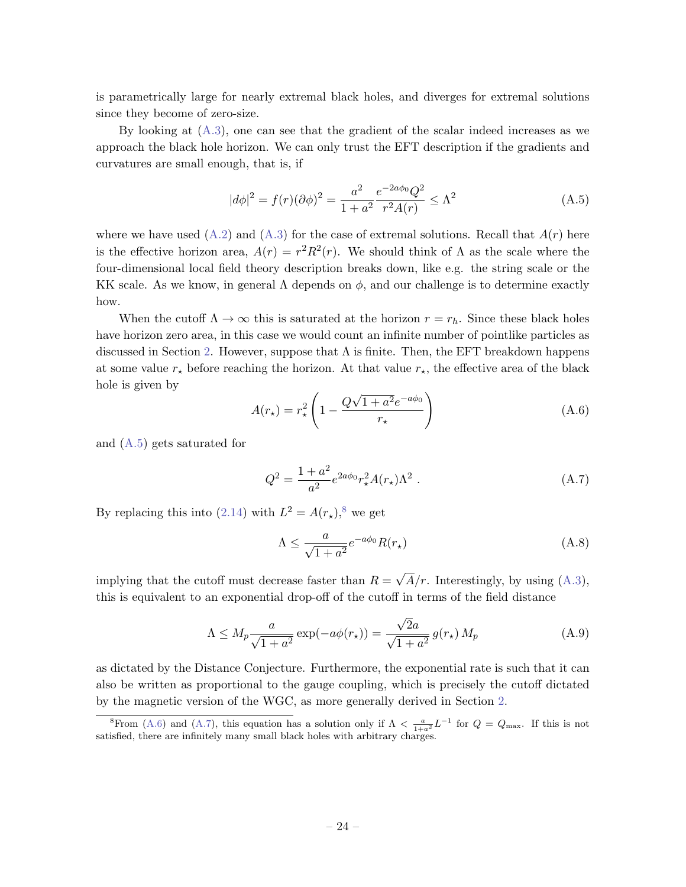is parametrically large for nearly extremal black holes, and diverges for extremal solutions since they become of zero-size.

By looking at (A.3), one can see that the gradient of the scalar indeed increases as we approach the black hole horizon. We can only trust the EFT description if the gradients and curvatures are small enough, that is, if

$$|d\phi|^2 = f(r)(\partial\phi)^2 = \frac{a^2}{1+a^2}\frac{e^{-2a\phi_0}Q^2}{r^2 A(r)} \leq \Lambda^2 \tag{A.5}$$

where we have used (A.2) and (A.3) for the case of extremal solutions. Recall that $A(r)$ here is the effective horizon area, $A(r) = r^2 R^2(r)$. We should think of $\Lambda$ as the scale where the four-dimensional local field theory description breaks down, like e.g. the string scale or the KK scale. As we know, in general $\Lambda$ depends on $\phi$, and our challenge is to determine exactly how.

When the cutoff $\Lambda \to \infty$ this is saturated at the horizon $r = r_h$. Since these black holes have horizon zero area, in this case we would count an infinite number of pointlike particles as discussed in Section 2. However, suppose that $\Lambda$ is finite. Then, the EFT breakdown happens at some value $r_\star$ before reaching the horizon. At that value $r_\star$, the effective area of the black hole is given by

$$A(r_\star) = r_\star^2\left(1 - \frac{Q\sqrt{1+a^2}e^{-a\phi_0}}{r_\star}\right) \tag{A.6}$$

and (A.5) gets saturated for

$$Q^2 = \frac{1+a^2}{a^2}e^{2a\phi_0}r_\star^2 A(r_\star)\Lambda^2 \ . \tag{A.7}$$

By replacing this into (2.14) with $L^2 = A(r_\star)$,[8] we get

$$\Lambda \leq \frac{a}{\sqrt{1+a^2}}e^{-a\phi_0}R(r_\star) \tag{A.8}$$

implying that the cutoff must decrease faster than $R = \sqrt{A}/r$. Interestingly, by using (A.3), this is equivalent to an exponential drop-off of the cutoff in terms of the field distance

$$\Lambda \leq M_p\frac{a}{\sqrt{1+a^2}}\exp(-a\phi(r_\star)) = \frac{\sqrt{2}a}{\sqrt{1+a^2}}\, g(r_\star)\, M_p \tag{A.9}$$

as dictated by the Distance Conjecture. Furthermore, the exponential rate is such that it can also be written as proportional to the gauge coupling, which is precisely the cutoff dictated by the magnetic version of the WGC, as more generally derived in Section 2.

[8] From (A.6) and (A.7), this equation has a solution only if $\Lambda < \frac{a}{1+a^2}L^{-1}$ for $Q = Q_{\max}$. If this is not satisfied, there are infinitely many small black holes with arbitrary charges.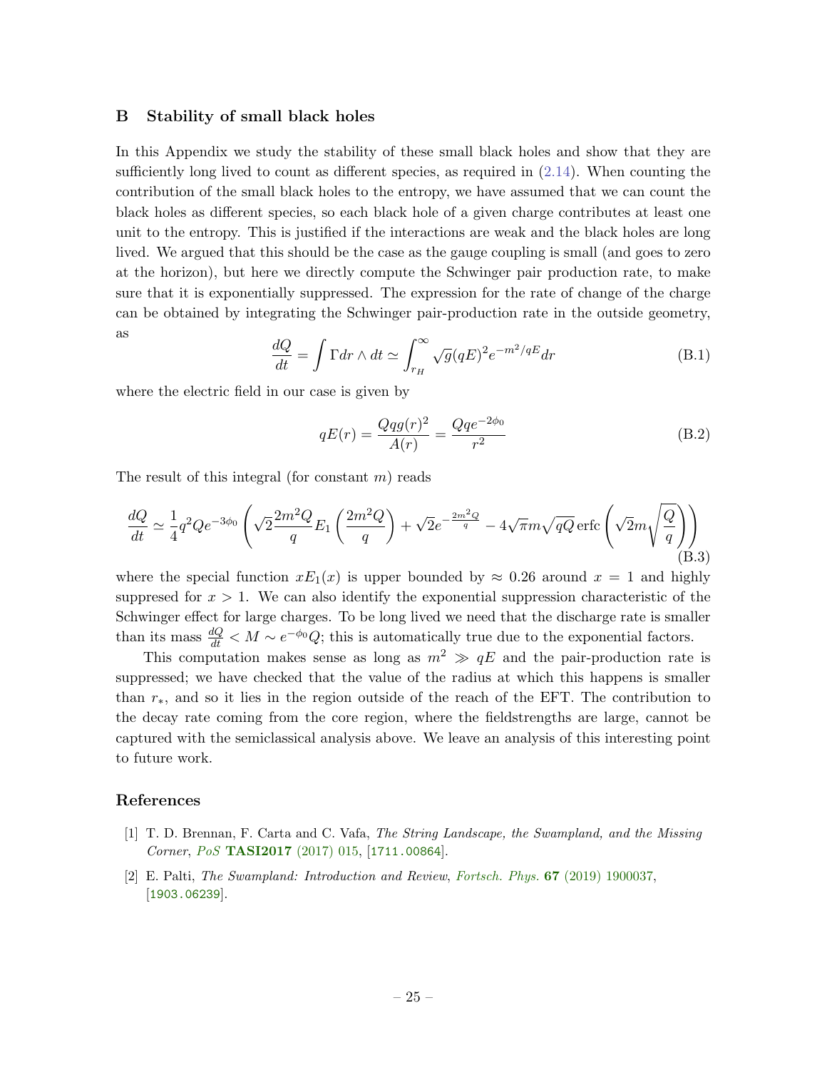## B Stability of small black holes

In this Appendix we study the stability of these small black holes and show that they are sufficiently long lived to count as different species, as required in (2.14). When counting the contribution of the small black holes to the entropy, we have assumed that we can count the black holes as different species, so each black hole of a given charge contributes at least one unit to the entropy. This is justified if the interactions are weak and the black holes are long lived. We argued that this should be the case as the gauge coupling is small (and goes to zero at the horizon), but here we directly compute the Schwinger pair production rate, to make sure that it is exponentially suppressed. The expression for the rate of change of the charge can be obtained by integrating the Schwinger pair-production rate in the outside geometry, as

$$\frac{dQ}{dt} = \int \Gamma dr \wedge dt \simeq \int_{r_H}^{\infty} \sqrt{g}(qE)^2 e^{-m^2/qE} dr \tag{B.1}$$

where the electric field in our case is given by

$$qE(r) = \frac{Qqg(r)^2}{A(r)} = \frac{Qqe^{-2\phi_0}}{r^2} \tag{B.2}$$

The result of this integral (for constant $m$) reads

$$\frac{dQ}{dt} \simeq \frac{1}{4}q^2 Q e^{-3\phi_0}\left(\sqrt{2}\frac{2m^2Q}{q}E_1\left(\frac{2m^2Q}{q}\right) + \sqrt{2}e^{-\frac{2m^2Q}{q}} - 4\sqrt{\pi}m\sqrt{qQ}\,\mathrm{erfc}\left(\sqrt{2}m\sqrt{\frac{Q}{q}}\right)\right) \tag{B.3}$$

where the special function $xE_1(x)$ is upper bounded by $\approx 0.26$ around $x = 1$ and highly suppresed for $x > 1$. We can also identify the exponential suppression characteristic of the Schwinger effect for large charges. To be long lived we need that the discharge rate is smaller than its mass $\frac{dQ}{dt} < M \sim e^{-\phi_0}Q$; this is automatically true due to the exponential factors.

This computation makes sense as long as $m^2 \gg qE$ and the pair-production rate is suppressed; we have checked that the value of the radius at which this happens is smaller than $r_*$, and so it lies in the region outside of the reach of the EFT. The contribution to the decay rate coming from the core region, where the fieldstrengths are large, cannot be captured with the semiclassical analysis above. We leave an analysis of this interesting point to future work.

## References

[1] T. D. Brennan, F. Carta and C. Vafa, *The String Landscape, the Swampland, and the Missing Corner*, *PoS* **TASI2017** (2017) 015, [1711.00864].

[2] E. Palti, *The Swampland: Introduction and Review*, *Fortsch. Phys.* **67** (2019) 1900037, [1903.06239].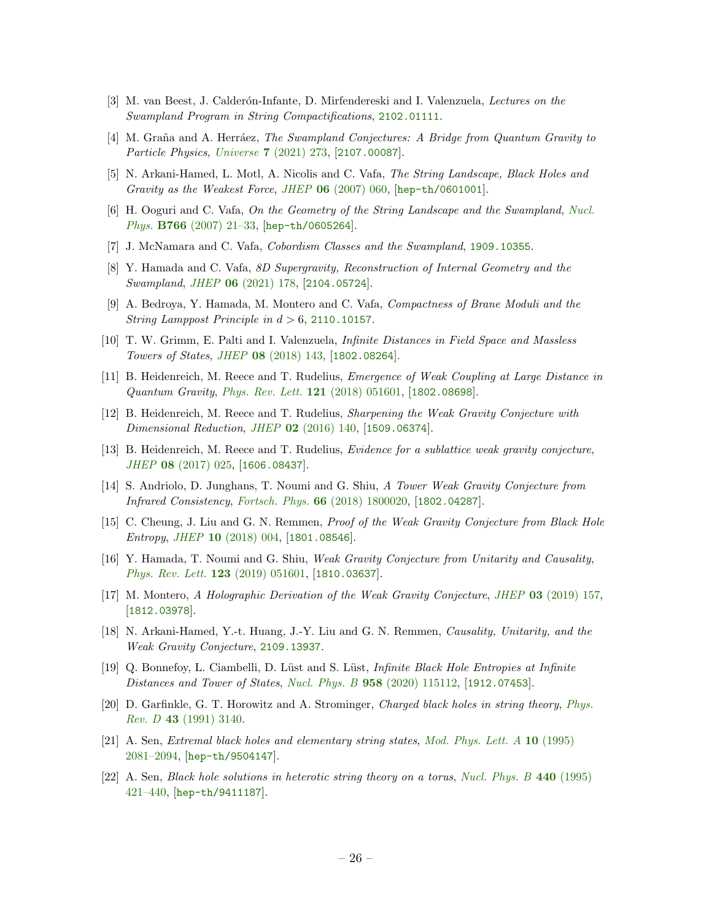[3] M. van Beest, J. Calderón-Infante, D. Mirfendereski and I. Valenzuela, *Lectures on the Swampland Program in String Compactifications*, 2102.01111.

[4] M. Graña and A. Herráez, *The Swampland Conjectures: A Bridge from Quantum Gravity to Particle Physics*, *Universe* **7** (2021) 273, [2107.00087].

[5] N. Arkani-Hamed, L. Motl, A. Nicolis and C. Vafa, *The String Landscape, Black Holes and Gravity as the Weakest Force*, *JHEP* **06** (2007) 060, [hep-th/0601001].

[6] H. Ooguri and C. Vafa, *On the Geometry of the String Landscape and the Swampland*, *Nucl. Phys.* **B766** (2007) 21–33, [hep-th/0605264].

[7] J. McNamara and C. Vafa, *Cobordism Classes and the Swampland*, 1909.10355.

[8] Y. Hamada and C. Vafa, *8D Supergravity, Reconstruction of Internal Geometry and the Swampland*, *JHEP* **06** (2021) 178, [2104.05724].

[9] A. Bedroya, Y. Hamada, M. Montero and C. Vafa, *Compactness of Brane Moduli and the String Lamppost Principle in $d > 6$*, 2110.10157.

[10] T. W. Grimm, E. Palti and I. Valenzuela, *Infinite Distances in Field Space and Massless Towers of States*, *JHEP* **08** (2018) 143, [1802.08264].

[11] B. Heidenreich, M. Reece and T. Rudelius, *Emergence of Weak Coupling at Large Distance in Quantum Gravity*, *Phys. Rev. Lett.* **121** (2018) 051601, [1802.08698].

[12] B. Heidenreich, M. Reece and T. Rudelius, *Sharpening the Weak Gravity Conjecture with Dimensional Reduction*, *JHEP* **02** (2016) 140, [1509.06374].

[13] B. Heidenreich, M. Reece and T. Rudelius, *Evidence for a sublattice weak gravity conjecture*, *JHEP* **08** (2017) 025, [1606.08437].

[14] S. Andriolo, D. Junghans, T. Noumi and G. Shiu, *A Tower Weak Gravity Conjecture from Infrared Consistency*, *Fortsch. Phys.* **66** (2018) 1800020, [1802.04287].

[15] C. Cheung, J. Liu and G. N. Remmen, *Proof of the Weak Gravity Conjecture from Black Hole Entropy*, *JHEP* **10** (2018) 004, [1801.08546].

[16] Y. Hamada, T. Noumi and G. Shiu, *Weak Gravity Conjecture from Unitarity and Causality*, *Phys. Rev. Lett.* **123** (2019) 051601, [1810.03637].

[17] M. Montero, *A Holographic Derivation of the Weak Gravity Conjecture*, *JHEP* **03** (2019) 157, [1812.03978].

[18] N. Arkani-Hamed, Y.-t. Huang, J.-Y. Liu and G. N. Remmen, *Causality, Unitarity, and the Weak Gravity Conjecture*, 2109.13937.

[19] Q. Bonnefoy, L. Ciambelli, D. Lüst and S. Lüst, *Infinite Black Hole Entropies at Infinite Distances and Tower of States*, *Nucl. Phys. B* **958** (2020) 115112, [1912.07453].

[20] D. Garfinkle, G. T. Horowitz and A. Strominger, *Charged black holes in string theory*, *Phys. Rev. D* **43** (1991) 3140.

[21] A. Sen, *Extremal black holes and elementary string states*, *Mod. Phys. Lett. A* **10** (1995) 2081–2094, [hep-th/9504147].

[22] A. Sen, *Black hole solutions in heterotic string theory on a torus*, *Nucl. Phys. B* **440** (1995) 421–440, [hep-th/9411187].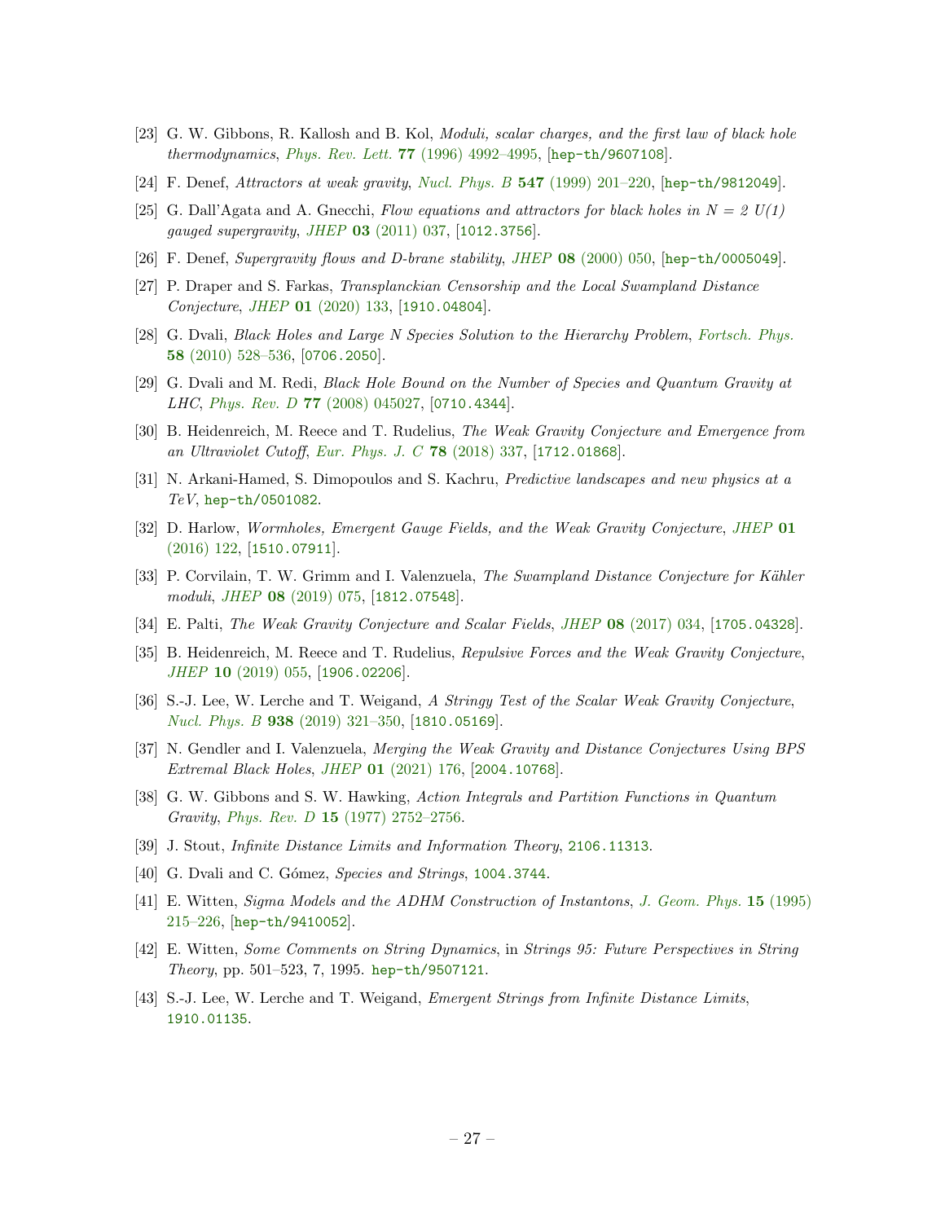[23] G. W. Gibbons, R. Kallosh and B. Kol, *Moduli, scalar charges, and the first law of black hole thermodynamics*, *Phys. Rev. Lett.* **77** (1996) 4992–4995, [hep-th/9607108].

[24] F. Denef, *Attractors at weak gravity*, *Nucl. Phys. B* **547** (1999) 201–220, [hep-th/9812049].

[25] G. Dall'Agata and A. Gnecchi, *Flow equations and attractors for black holes in N = 2 U(1) gauged supergravity*, *JHEP* **03** (2011) 037, [1012.3756].

[26] F. Denef, *Supergravity flows and D-brane stability*, *JHEP* **08** (2000) 050, [hep-th/0005049].

[27] P. Draper and S. Farkas, *Transplanckian Censorship and the Local Swampland Distance Conjecture*, *JHEP* **01** (2020) 133, [1910.04804].

[28] G. Dvali, *Black Holes and Large N Species Solution to the Hierarchy Problem*, *Fortsch. Phys.* **58** (2010) 528–536, [0706.2050].

[29] G. Dvali and M. Redi, *Black Hole Bound on the Number of Species and Quantum Gravity at LHC*, *Phys. Rev. D* **77** (2008) 045027, [0710.4344].

[30] B. Heidenreich, M. Reece and T. Rudelius, *The Weak Gravity Conjecture and Emergence from an Ultraviolet Cutoff*, *Eur. Phys. J. C* **78** (2018) 337, [1712.01868].

[31] N. Arkani-Hamed, S. Dimopoulos and S. Kachru, *Predictive landscapes and new physics at a TeV*, hep-th/0501082.

[32] D. Harlow, *Wormholes, Emergent Gauge Fields, and the Weak Gravity Conjecture*, *JHEP* **01** (2016) 122, [1510.07911].

[33] P. Corvilain, T. W. Grimm and I. Valenzuela, *The Swampland Distance Conjecture for Kähler moduli*, *JHEP* **08** (2019) 075, [1812.07548].

[34] E. Palti, *The Weak Gravity Conjecture and Scalar Fields*, *JHEP* **08** (2017) 034, [1705.04328].

[35] B. Heidenreich, M. Reece and T. Rudelius, *Repulsive Forces and the Weak Gravity Conjecture*, *JHEP* **10** (2019) 055, [1906.02206].

[36] S.-J. Lee, W. Lerche and T. Weigand, *A Stringy Test of the Scalar Weak Gravity Conjecture*, *Nucl. Phys. B* **938** (2019) 321–350, [1810.05169].

[37] N. Gendler and I. Valenzuela, *Merging the Weak Gravity and Distance Conjectures Using BPS Extremal Black Holes*, *JHEP* **01** (2021) 176, [2004.10768].

[38] G. W. Gibbons and S. W. Hawking, *Action Integrals and Partition Functions in Quantum Gravity*, *Phys. Rev. D* **15** (1977) 2752–2756.

[39] J. Stout, *Infinite Distance Limits and Information Theory*, 2106.11313.

[40] G. Dvali and C. Gómez, *Species and Strings*, 1004.3744.

[41] E. Witten, *Sigma Models and the ADHM Construction of Instantons*, *J. Geom. Phys.* **15** (1995) 215–226, [hep-th/9410052].

[42] E. Witten, *Some Comments on String Dynamics*, in *Strings 95: Future Perspectives in String Theory*, pp. 501–523, 7, 1995. hep-th/9507121.

[43] S.-J. Lee, W. Lerche and T. Weigand, *Emergent Strings from Infinite Distance Limits*, 1910.01135.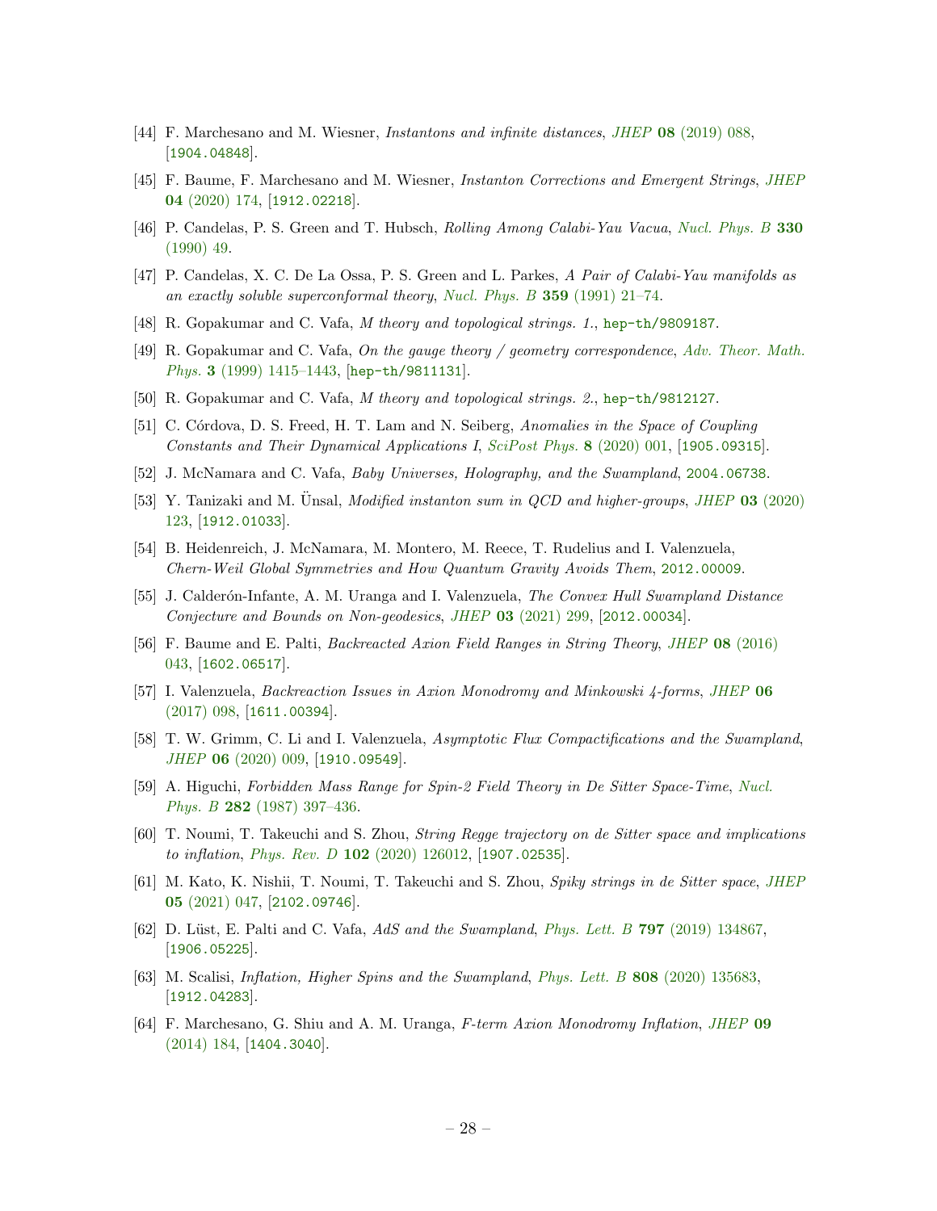[44] F. Marchesano and M. Wiesner, *Instantons and infinite distances*, *JHEP* **08** (2019) 088, [1904.04848].

[45] F. Baume, F. Marchesano and M. Wiesner, *Instanton Corrections and Emergent Strings*, *JHEP* **04** (2020) 174, [1912.02218].

[46] P. Candelas, P. S. Green and T. Hubsch, *Rolling Among Calabi-Yau Vacua*, *Nucl. Phys. B* **330** (1990) 49.

[47] P. Candelas, X. C. De La Ossa, P. S. Green and L. Parkes, *A Pair of Calabi-Yau manifolds as an exactly soluble superconformal theory*, *Nucl. Phys. B* **359** (1991) 21–74.

[48] R. Gopakumar and C. Vafa, *M theory and topological strings. 1.*, hep-th/9809187.

[49] R. Gopakumar and C. Vafa, *On the gauge theory / geometry correspondence*, *Adv. Theor. Math. Phys.* **3** (1999) 1415–1443, [hep-th/9811131].

[50] R. Gopakumar and C. Vafa, *M theory and topological strings. 2.*, hep-th/9812127.

[51] C. Córdova, D. S. Freed, H. T. Lam and N. Seiberg, *Anomalies in the Space of Coupling Constants and Their Dynamical Applications I*, *SciPost Phys.* **8** (2020) 001, [1905.09315].

[52] J. McNamara and C. Vafa, *Baby Universes, Holography, and the Swampland*, 2004.06738.

[53] Y. Tanizaki and M. Ünsal, *Modified instanton sum in QCD and higher-groups*, *JHEP* **03** (2020) 123, [1912.01033].

[54] B. Heidenreich, J. McNamara, M. Montero, M. Reece, T. Rudelius and I. Valenzuela, *Chern-Weil Global Symmetries and How Quantum Gravity Avoids Them*, 2012.00009.

[55] J. Calderón-Infante, A. M. Uranga and I. Valenzuela, *The Convex Hull Swampland Distance Conjecture and Bounds on Non-geodesics*, *JHEP* **03** (2021) 299, [2012.00034].

[56] F. Baume and E. Palti, *Backreacted Axion Field Ranges in String Theory*, *JHEP* **08** (2016) 043, [1602.06517].

[57] I. Valenzuela, *Backreaction Issues in Axion Monodromy and Minkowski 4-forms*, *JHEP* **06** (2017) 098, [1611.00394].

[58] T. W. Grimm, C. Li and I. Valenzuela, *Asymptotic Flux Compactifications and the Swampland*, *JHEP* **06** (2020) 009, [1910.09549].

[59] A. Higuchi, *Forbidden Mass Range for Spin-2 Field Theory in De Sitter Space-Time*, *Nucl. Phys. B* **282** (1987) 397–436.

[60] T. Noumi, T. Takeuchi and S. Zhou, *String Regge trajectory on de Sitter space and implications to inflation*, *Phys. Rev. D* **102** (2020) 126012, [1907.02535].

[61] M. Kato, K. Nishii, T. Noumi, T. Takeuchi and S. Zhou, *Spiky strings in de Sitter space*, *JHEP* **05** (2021) 047, [2102.09746].

[62] D. Lüst, E. Palti and C. Vafa, *AdS and the Swampland*, *Phys. Lett. B* **797** (2019) 134867, [1906.05225].

[63] M. Scalisi, *Inflation, Higher Spins and the Swampland*, *Phys. Lett. B* **808** (2020) 135683, [1912.04283].

[64] F. Marchesano, G. Shiu and A. M. Uranga, *F-term Axion Monodromy Inflation*, *JHEP* **09** (2014) 184, [1404.3040].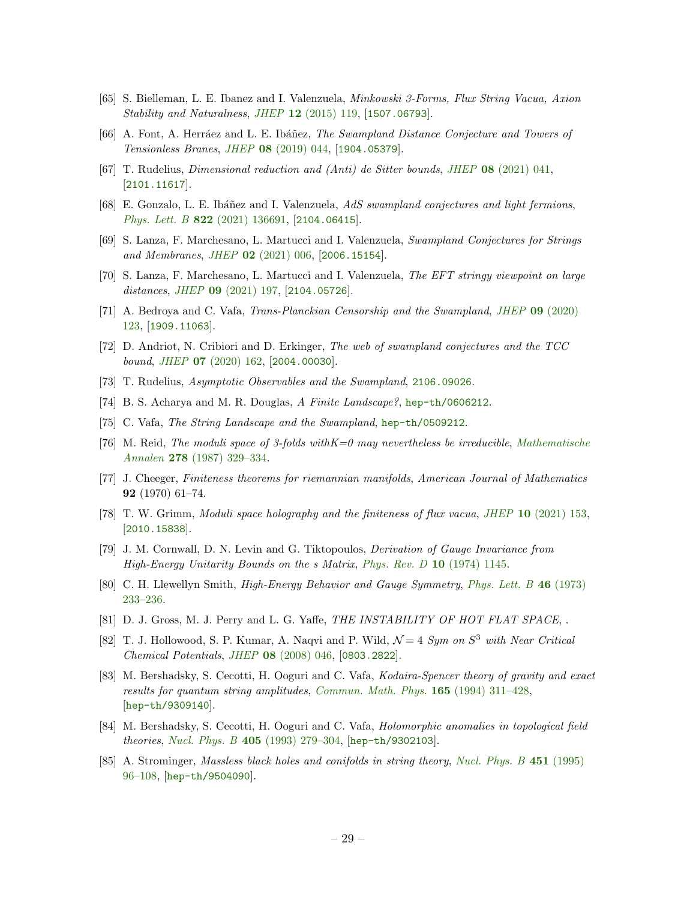[65] S. Bielleman, L. E. Ibanez and I. Valenzuela, *Minkowski 3-Forms, Flux String Vacua, Axion Stability and Naturalness*, *JHEP* **12** (2015) 119, [1507.06793].

[66] A. Font, A. Herráez and L. E. Ibáñez, *The Swampland Distance Conjecture and Towers of Tensionless Branes*, *JHEP* **08** (2019) 044, [1904.05379].

[67] T. Rudelius, *Dimensional reduction and (Anti) de Sitter bounds*, *JHEP* **08** (2021) 041, [2101.11617].

[68] E. Gonzalo, L. E. Ibáñez and I. Valenzuela, *AdS swampland conjectures and light fermions*, *Phys. Lett. B* **822** (2021) 136691, [2104.06415].

[69] S. Lanza, F. Marchesano, L. Martucci and I. Valenzuela, *Swampland Conjectures for Strings and Membranes*, *JHEP* **02** (2021) 006, [2006.15154].

[70] S. Lanza, F. Marchesano, L. Martucci and I. Valenzuela, *The EFT stringy viewpoint on large distances*, *JHEP* **09** (2021) 197, [2104.05726].

[71] A. Bedroya and C. Vafa, *Trans-Planckian Censorship and the Swampland*, *JHEP* **09** (2020) 123, [1909.11063].

[72] D. Andriot, N. Cribiori and D. Erkinger, *The web of swampland conjectures and the TCC bound*, *JHEP* **07** (2020) 162, [2004.00030].

[73] T. Rudelius, *Asymptotic Observables and the Swampland*, 2106.09026.

[74] B. S. Acharya and M. R. Douglas, *A Finite Landscape?*, hep-th/0606212.

[75] C. Vafa, *The String Landscape and the Swampland*, hep-th/0509212.

[76] M. Reid, *The moduli space of 3-folds withK=0 may nevertheless be irreducible*, *Mathematische Annalen* **278** (1987) 329–334.

[77] J. Cheeger, *Finiteness theorems for riemannian manifolds*, American Journal of Mathematics **92** (1970) 61–74.

[78] T. W. Grimm, *Moduli space holography and the finiteness of flux vacua*, *JHEP* **10** (2021) 153, [2010.15838].

[79] J. M. Cornwall, D. N. Levin and G. Tiktopoulos, *Derivation of Gauge Invariance from High-Energy Unitarity Bounds on the s Matrix*, *Phys. Rev. D* **10** (1974) 1145.

[80] C. H. Llewellyn Smith, *High-Energy Behavior and Gauge Symmetry*, *Phys. Lett. B* **46** (1973) 233–236.

[81] D. J. Gross, M. J. Perry and L. G. Yaffe, *THE INSTABILITY OF HOT FLAT SPACE*, .

[82] T. J. Hollowood, S. P. Kumar, A. Naqvi and P. Wild, *$\mathcal{N} = 4$ Sym on $S^3$ with Near Critical Chemical Potentials*, *JHEP* **08** (2008) 046, [0803.2822].

[83] M. Bershadsky, S. Cecotti, H. Ooguri and C. Vafa, *Kodaira-Spencer theory of gravity and exact results for quantum string amplitudes*, *Commun. Math. Phys.* **165** (1994) 311–428, [hep-th/9309140].

[84] M. Bershadsky, S. Cecotti, H. Ooguri and C. Vafa, *Holomorphic anomalies in topological field theories*, *Nucl. Phys. B* **405** (1993) 279–304, [hep-th/9302103].

[85] A. Strominger, *Massless black holes and conifolds in string theory*, *Nucl. Phys. B* **451** (1995) 96–108, [hep-th/9504090].